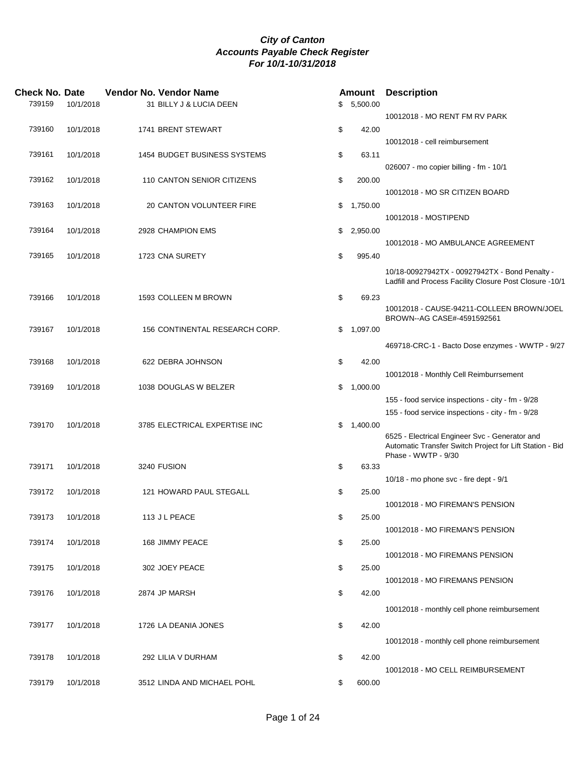# *City of Canton*
## *Accounts Payable Check Register*
## *For 10/1-10/31/2018*

| Check No. | Date | Vendor No. | Vendor Name | Amount | Description |
|---|---|---|---|---|---|
| 739159 | 10/1/2018 | 31 | BILLY J & LUCIA DEEN | $ 5,500.00 | |
| | | | | | 10012018 - MO RENT FM RV PARK |
| 739160 | 10/1/2018 | 1741 | BRENT STEWART | $ 42.00 | |
| | | | | | 10012018 - cell reimbursement |
| 739161 | 10/1/2018 | 1454 | BUDGET BUSINESS SYSTEMS | $ 63.11 | |
| | | | | | 026007 - mo copier billing - fm - 10/1 |
| 739162 | 10/1/2018 | 110 | CANTON SENIOR CITIZENS | $ 200.00 | |
| | | | | | 10012018 - MO SR CITIZEN BOARD |
| 739163 | 10/1/2018 | 20 | CANTON VOLUNTEER FIRE | $ 1,750.00 | |
| | | | | | 10012018 - MOSTIPEND |
| 739164 | 10/1/2018 | 2928 | CHAMPION EMS | $ 2,950.00 | |
| | | | | | 10012018 - MO AMBULANCE AGREEMENT |
| 739165 | 10/1/2018 | 1723 | CNA SURETY | $ 995.40 | |
| | | | | | 10/18-00927942TX - 00927942TX - Bond Penalty - Ladfill and Process Facility Closure Post Closure -10/1 |
| 739166 | 10/1/2018 | 1593 | COLLEEN M BROWN | $ 69.23 | |
| | | | | | 10012018 - CAUSE-94211-COLLEEN BROWN/JOEL BROWN--AG CASE#-4591592561 |
| 739167 | 10/1/2018 | 156 | CONTINENTAL RESEARCH CORP. | $ 1,097.00 | |
| | | | | | 469718-CRC-1 - Bacto Dose enzymes - WWTP - 9/27 |
| 739168 | 10/1/2018 | 622 | DEBRA JOHNSON | $ 42.00 | |
| | | | | | 10012018 - Monthly Cell Reimburrsement |
| 739169 | 10/1/2018 | 1038 | DOUGLAS W BELZER | $ 1,000.00 | |
| | | | | | 155 - food service inspections - city - fm - 9/28 |
| | | | | | 155 - food service inspections - city - fm - 9/28 |
| 739170 | 10/1/2018 | 3785 | ELECTRICAL EXPERTISE INC | $ 1,400.00 | |
| | | | | | 6525 - Electrical Engineer Svc - Generator and Automatic Transfer Switch Project for Lift Station - Bid Phase - WWTP - 9/30 |
| 739171 | 10/1/2018 | 3240 | FUSION | $ 63.33 | |
| | | | | | 10/18 - mo phone svc - fire dept - 9/1 |
| 739172 | 10/1/2018 | 121 | HOWARD PAUL STEGALL | $ 25.00 | |
| | | | | | 10012018 - MO FIREMAN'S PENSION |
| 739173 | 10/1/2018 | 113 | J L PEACE | $ 25.00 | |
| | | | | | 10012018 - MO FIREMAN'S PENSION |
| 739174 | 10/1/2018 | 168 | JIMMY PEACE | $ 25.00 | |
| | | | | | 10012018 - MO FIREMANS PENSION |
| 739175 | 10/1/2018 | 302 | JOEY PEACE | $ 25.00 | |
| | | | | | 10012018 - MO FIREMANS PENSION |
| 739176 | 10/1/2018 | 2874 | JP MARSH | $ 42.00 | |
| | | | | | 10012018 - monthly cell phone reimbursement |
| 739177 | 10/1/2018 | 1726 | LA DEANIA JONES | $ 42.00 | |
| | | | | | 10012018 - monthly cell phone reimbursement |
| 739178 | 10/1/2018 | 292 | LILIA V DURHAM | $ 42.00 | |
| | | | | | 10012018 - MO CELL REIMBURSEMENT |
| 739179 | 10/1/2018 | 3512 | LINDA AND MICHAEL POHL | $ 600.00 | |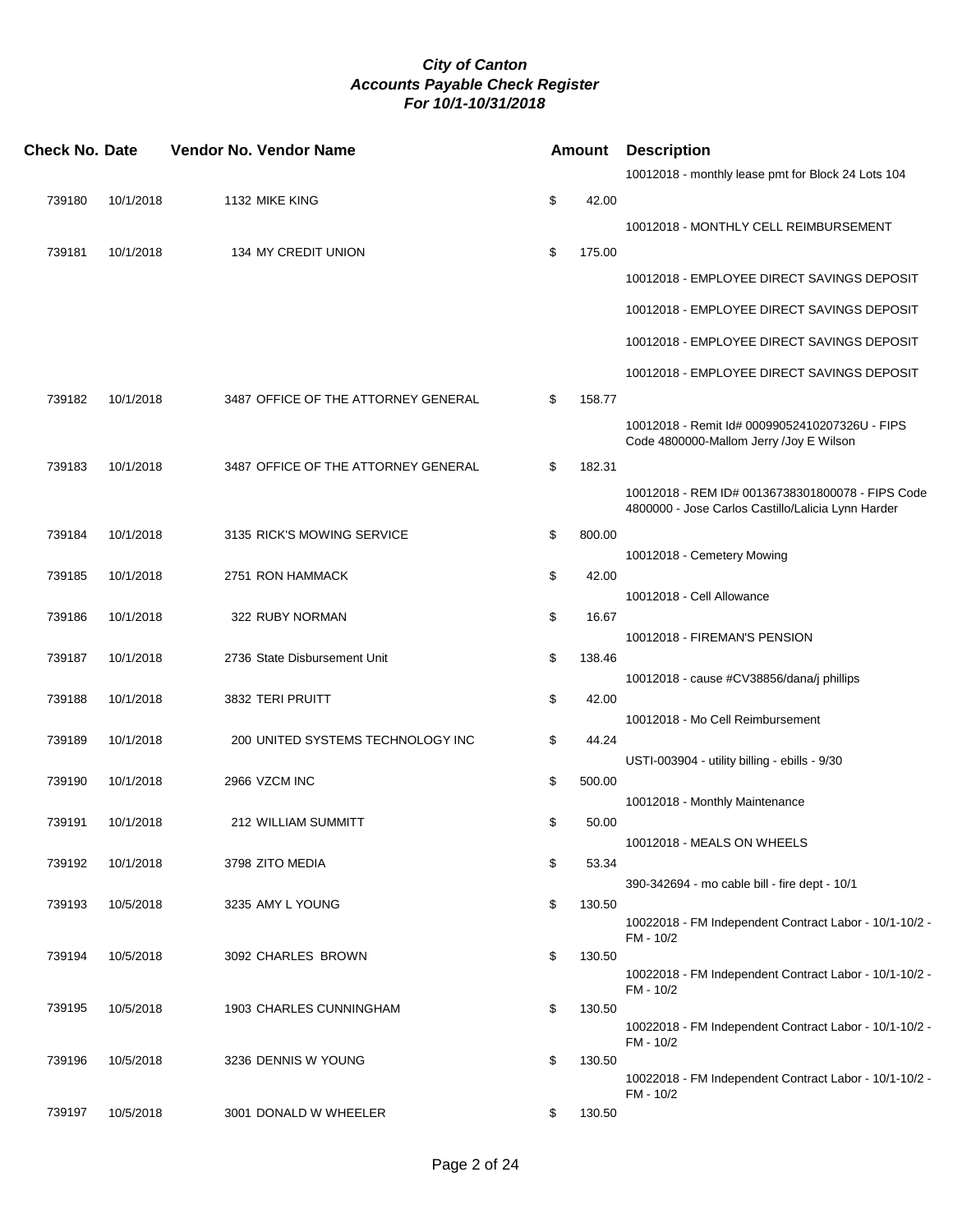***City of Canton***
***Accounts Payable Check Register***
***For 10/1-10/31/2018***

| Check No. | Date | Vendor No. | Vendor Name | Amount | Description |
|---|---|---|---|---|---|
| | | | | | 10012018 - monthly lease pmt for Block 24 Lots 104 |
| 739180 | 10/1/2018 | 1132 | MIKE KING | $ 42.00 | |
| | | | | | 10012018 - MONTHLY CELL REIMBURSEMENT |
| 739181 | 10/1/2018 | 134 | MY CREDIT UNION | $ 175.00 | |
| | | | | | 10012018 - EMPLOYEE DIRECT SAVINGS DEPOSIT |
| | | | | | 10012018 - EMPLOYEE DIRECT SAVINGS DEPOSIT |
| | | | | | 10012018 - EMPLOYEE DIRECT SAVINGS DEPOSIT |
| | | | | | 10012018 - EMPLOYEE DIRECT SAVINGS DEPOSIT |
| 739182 | 10/1/2018 | 3487 | OFFICE OF THE ATTORNEY GENERAL | $ 158.77 | |
| | | | | | 10012018 - Remit Id# 00099052410207326U - FIPS Code 4800000-Mallom Jerry /Joy E Wilson |
| 739183 | 10/1/2018 | 3487 | OFFICE OF THE ATTORNEY GENERAL | $ 182.31 | |
| | | | | | 10012018 - REM ID# 00136738301800078 - FIPS Code 4800000 - Jose Carlos Castillo/Lalicia Lynn Harder |
| 739184 | 10/1/2018 | 3135 | RICK'S MOWING SERVICE | $ 800.00 | |
| | | | | | 10012018 - Cemetery Mowing |
| 739185 | 10/1/2018 | 2751 | RON HAMMACK | $ 42.00 | |
| | | | | | 10012018 - Cell Allowance |
| 739186 | 10/1/2018 | 322 | RUBY NORMAN | $ 16.67 | |
| | | | | | 10012018 - FIREMAN'S PENSION |
| 739187 | 10/1/2018 | 2736 | State Disbursement Unit | $ 138.46 | |
| | | | | | 10012018 - cause #CV38856/dana/j phillips |
| 739188 | 10/1/2018 | 3832 | TERI PRUITT | $ 42.00 | |
| | | | | | 10012018 - Mo Cell Reimbursement |
| 739189 | 10/1/2018 | 200 | UNITED SYSTEMS TECHNOLOGY INC | $ 44.24 | |
| | | | | | USTI-003904 - utility billing - ebills - 9/30 |
| 739190 | 10/1/2018 | 2966 | VZCM INC | $ 500.00 | |
| | | | | | 10012018 - Monthly Maintenance |
| 739191 | 10/1/2018 | 212 | WILLIAM SUMMITT | $ 50.00 | |
| | | | | | 10012018 - MEALS ON WHEELS |
| 739192 | 10/1/2018 | 3798 | ZITO MEDIA | $ 53.34 | |
| | | | | | 390-342694 - mo cable bill - fire dept - 10/1 |
| 739193 | 10/5/2018 | 3235 | AMY L YOUNG | $ 130.50 | |
| | | | | | 10022018 - FM Independent Contract Labor - 10/1-10/2 - FM - 10/2 |
| 739194 | 10/5/2018 | 3092 | CHARLES BROWN | $ 130.50 | |
| | | | | | 10022018 - FM Independent Contract Labor - 10/1-10/2 - FM - 10/2 |
| 739195 | 10/5/2018 | 1903 | CHARLES CUNNINGHAM | $ 130.50 | |
| | | | | | 10022018 - FM Independent Contract Labor - 10/1-10/2 - FM - 10/2 |
| 739196 | 10/5/2018 | 3236 | DENNIS W YOUNG | $ 130.50 | |
| | | | | | 10022018 - FM Independent Contract Labor - 10/1-10/2 - FM - 10/2 |
| 739197 | 10/5/2018 | 3001 | DONALD W WHEELER | $ 130.50 | |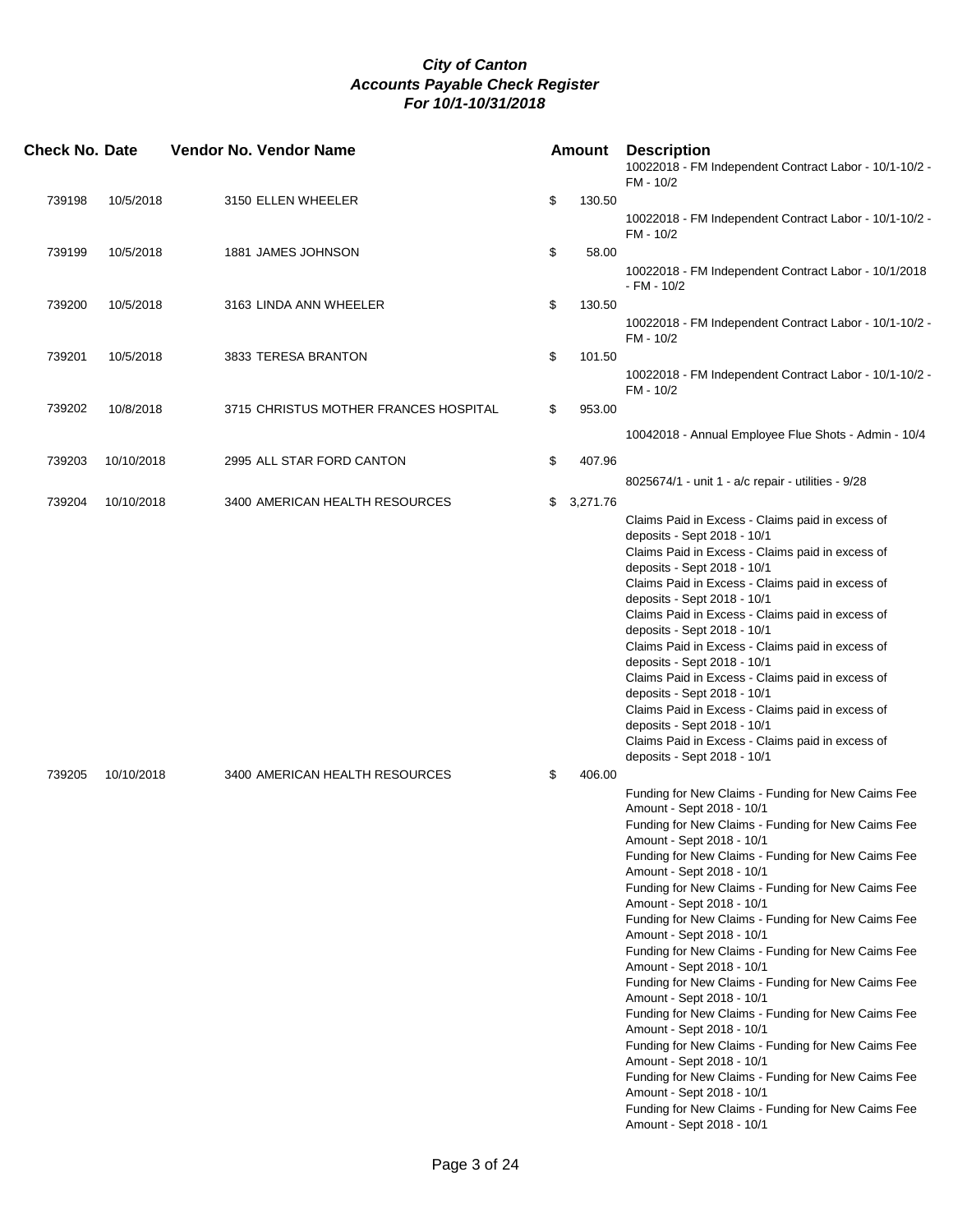**City of Canton**
**Accounts Payable Check Register**
**For 10/1-10/31/2018**

| Check No. | Date | Vendor No. | Vendor Name | Amount | Description |
|---|---|---|---|---|---|
| | | | | | 10022018 - FM Independent Contract Labor - 10/1-10/2 - FM - 10/2 |
| 739198 | 10/5/2018 | 3150 | ELLEN WHEELER | $ 130.50 | |
| | | | | | 10022018 - FM Independent Contract Labor - 10/1-10/2 - FM - 10/2 |
| 739199 | 10/5/2018 | 1881 | JAMES JOHNSON | $ 58.00 | |
| | | | | | 10022018 - FM Independent Contract Labor - 10/1/2018 - FM - 10/2 |
| 739200 | 10/5/2018 | 3163 | LINDA ANN WHEELER | $ 130.50 | |
| | | | | | 10022018 - FM Independent Contract Labor - 10/1-10/2 - FM - 10/2 |
| 739201 | 10/5/2018 | 3833 | TERESA BRANTON | $ 101.50 | |
| | | | | | 10022018 - FM Independent Contract Labor - 10/1-10/2 - FM - 10/2 |
| 739202 | 10/8/2018 | 3715 | CHRISTUS MOTHER FRANCES HOSPITAL | $ 953.00 | |
| | | | | | 10042018 - Annual Employee Flue Shots - Admin - 10/4 |
| 739203 | 10/10/2018 | 2995 | ALL STAR FORD CANTON | $ 407.96 | |
| | | | | | 8025674/1 - unit 1 - a/c repair - utilities - 9/28 |
| 739204 | 10/10/2018 | 3400 | AMERICAN HEALTH RESOURCES | $ 3,271.76 | |
| | | | | | Claims Paid in Excess - Claims paid in excess of deposits - Sept 2018 - 10/1 |
| | | | | | Claims Paid in Excess - Claims paid in excess of deposits - Sept 2018 - 10/1 |
| | | | | | Claims Paid in Excess - Claims paid in excess of deposits - Sept 2018 - 10/1 |
| | | | | | Claims Paid in Excess - Claims paid in excess of deposits - Sept 2018 - 10/1 |
| | | | | | Claims Paid in Excess - Claims paid in excess of deposits - Sept 2018 - 10/1 |
| | | | | | Claims Paid in Excess - Claims paid in excess of deposits - Sept 2018 - 10/1 |
| | | | | | Claims Paid in Excess - Claims paid in excess of deposits - Sept 2018 - 10/1 |
| | | | | | Claims Paid in Excess - Claims paid in excess of deposits - Sept 2018 - 10/1 |
| 739205 | 10/10/2018 | 3400 | AMERICAN HEALTH RESOURCES | $ 406.00 | |
| | | | | | Funding for New Claims - Funding for New Caims Fee Amount - Sept 2018 - 10/1 |
| | | | | | Funding for New Claims - Funding for New Caims Fee Amount - Sept 2018 - 10/1 |
| | | | | | Funding for New Claims - Funding for New Caims Fee Amount - Sept 2018 - 10/1 |
| | | | | | Funding for New Claims - Funding for New Caims Fee Amount - Sept 2018 - 10/1 |
| | | | | | Funding for New Claims - Funding for New Caims Fee Amount - Sept 2018 - 10/1 |
| | | | | | Funding for New Claims - Funding for New Caims Fee Amount - Sept 2018 - 10/1 |
| | | | | | Funding for New Claims - Funding for New Caims Fee Amount - Sept 2018 - 10/1 |
| | | | | | Funding for New Claims - Funding for New Caims Fee Amount - Sept 2018 - 10/1 |
| | | | | | Funding for New Claims - Funding for New Caims Fee Amount - Sept 2018 - 10/1 |
| | | | | | Funding for New Claims - Funding for New Caims Fee Amount - Sept 2018 - 10/1 |
| | | | | | Funding for New Claims - Funding for New Caims Fee Amount - Sept 2018 - 10/1 |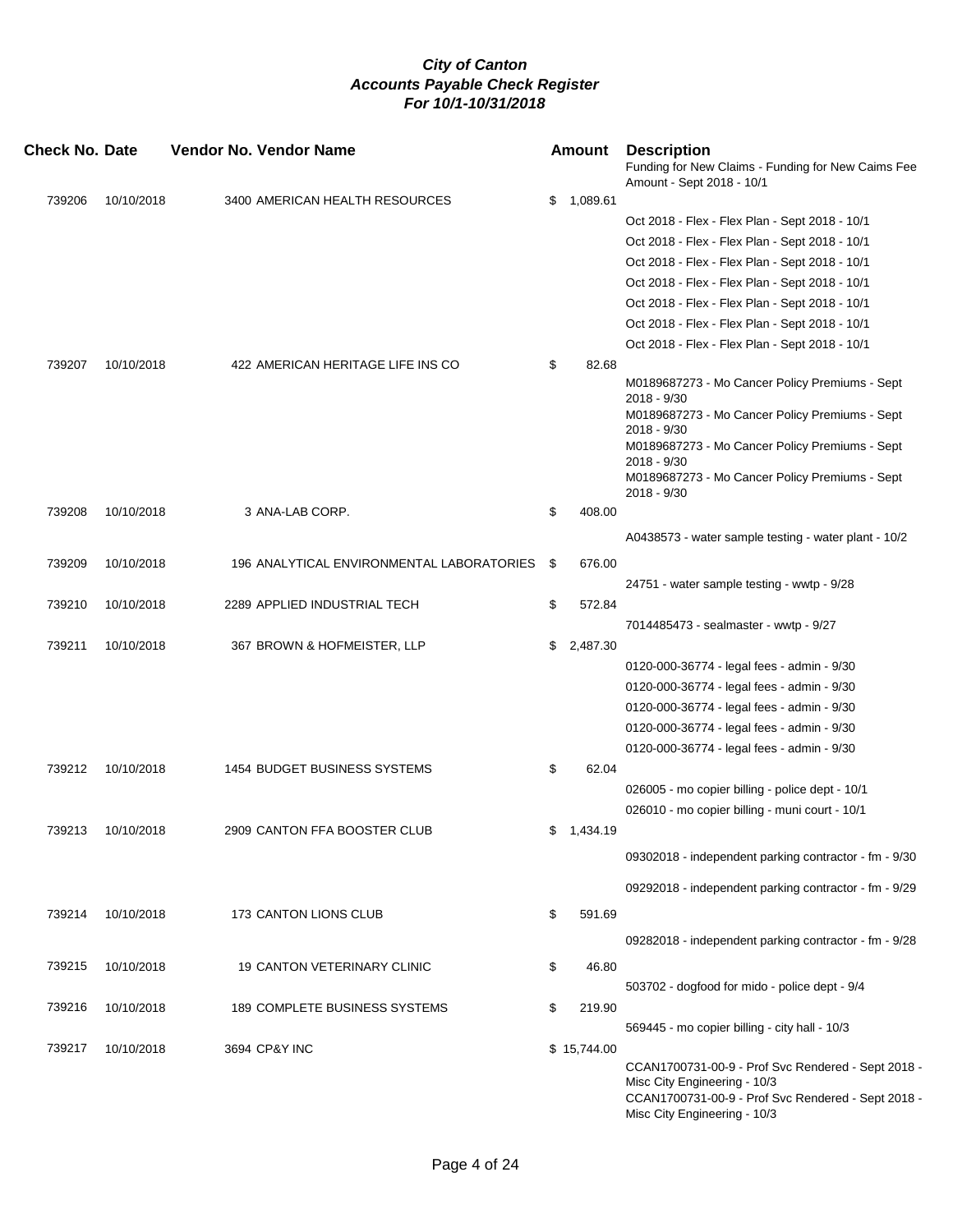# City of Canton
## Accounts Payable Check Register
### For 10/1-10/31/2018

| Check No. | Date | Vendor No. | Vendor Name | Amount | Description |
|---|---|---|---|---|---|
| | | | | | Funding for New Claims - Funding for New Caims Fee Amount - Sept 2018 - 10/1 |
| 739206 | 10/10/2018 | 3400 | AMERICAN HEALTH RESOURCES | $ 1,089.61 | |
| | | | | | Oct 2018 - Flex - Flex Plan - Sept 2018 - 10/1 |
| | | | | | Oct 2018 - Flex - Flex Plan - Sept 2018 - 10/1 |
| | | | | | Oct 2018 - Flex - Flex Plan - Sept 2018 - 10/1 |
| | | | | | Oct 2018 - Flex - Flex Plan - Sept 2018 - 10/1 |
| | | | | | Oct 2018 - Flex - Flex Plan - Sept 2018 - 10/1 |
| | | | | | Oct 2018 - Flex - Flex Plan - Sept 2018 - 10/1 |
| | | | | | Oct 2018 - Flex - Flex Plan - Sept 2018 - 10/1 |
| 739207 | 10/10/2018 | 422 | AMERICAN HERITAGE LIFE INS CO | $ 82.68 | |
| | | | | | M0189687273 - Mo Cancer Policy Premiums - Sept 2018 - 9/30 |
| | | | | | M0189687273 - Mo Cancer Policy Premiums - Sept 2018 - 9/30 |
| | | | | | M0189687273 - Mo Cancer Policy Premiums - Sept 2018 - 9/30 |
| | | | | | M0189687273 - Mo Cancer Policy Premiums - Sept 2018 - 9/30 |
| 739208 | 10/10/2018 | 3 | ANA-LAB CORP. | $ 408.00 | |
| | | | | | A0438573 - water sample testing - water plant - 10/2 |
| 739209 | 10/10/2018 | 196 | ANALYTICAL ENVIRONMENTAL LABORATORIES | $ 676.00 | |
| | | | | | 24751 - water sample testing - wwtp - 9/28 |
| 739210 | 10/10/2018 | 2289 | APPLIED INDUSTRIAL TECH | $ 572.84 | |
| | | | | | 7014485473 - sealmaster - wwtp - 9/27 |
| 739211 | 10/10/2018 | 367 | BROWN & HOFMEISTER, LLP | $ 2,487.30 | |
| | | | | | 0120-000-36774 - legal fees - admin - 9/30 |
| | | | | | 0120-000-36774 - legal fees - admin - 9/30 |
| | | | | | 0120-000-36774 - legal fees - admin - 9/30 |
| | | | | | 0120-000-36774 - legal fees - admin - 9/30 |
| | | | | | 0120-000-36774 - legal fees - admin - 9/30 |
| 739212 | 10/10/2018 | 1454 | BUDGET BUSINESS SYSTEMS | $ 62.04 | |
| | | | | | 026005 - mo copier billing - police dept - 10/1 |
| | | | | | 026010 - mo copier billing - muni court - 10/1 |
| 739213 | 10/10/2018 | 2909 | CANTON FFA BOOSTER CLUB | $ 1,434.19 | |
| | | | | | 09302018 - independent parking contractor - fm - 9/30 |
| | | | | | 09292018 - independent parking contractor - fm - 9/29 |
| 739214 | 10/10/2018 | 173 | CANTON LIONS CLUB | $ 591.69 | |
| | | | | | 09282018 - independent parking contractor - fm - 9/28 |
| 739215 | 10/10/2018 | 19 | CANTON VETERINARY CLINIC | $ 46.80 | |
| | | | | | 503702 - dogfood for mido - police dept - 9/4 |
| 739216 | 10/10/2018 | 189 | COMPLETE BUSINESS SYSTEMS | $ 219.90 | |
| | | | | | 569445 - mo copier billing - city hall - 10/3 |
| 739217 | 10/10/2018 | 3694 | CP&Y INC | $ 15,744.00 | |
| | | | | | CCAN1700731-00-9 - Prof Svc Rendered - Sept 2018 - Misc City Engineering - 10/3 |
| | | | | | CCAN1700731-00-9 - Prof Svc Rendered - Sept 2018 - Misc City Engineering - 10/3 |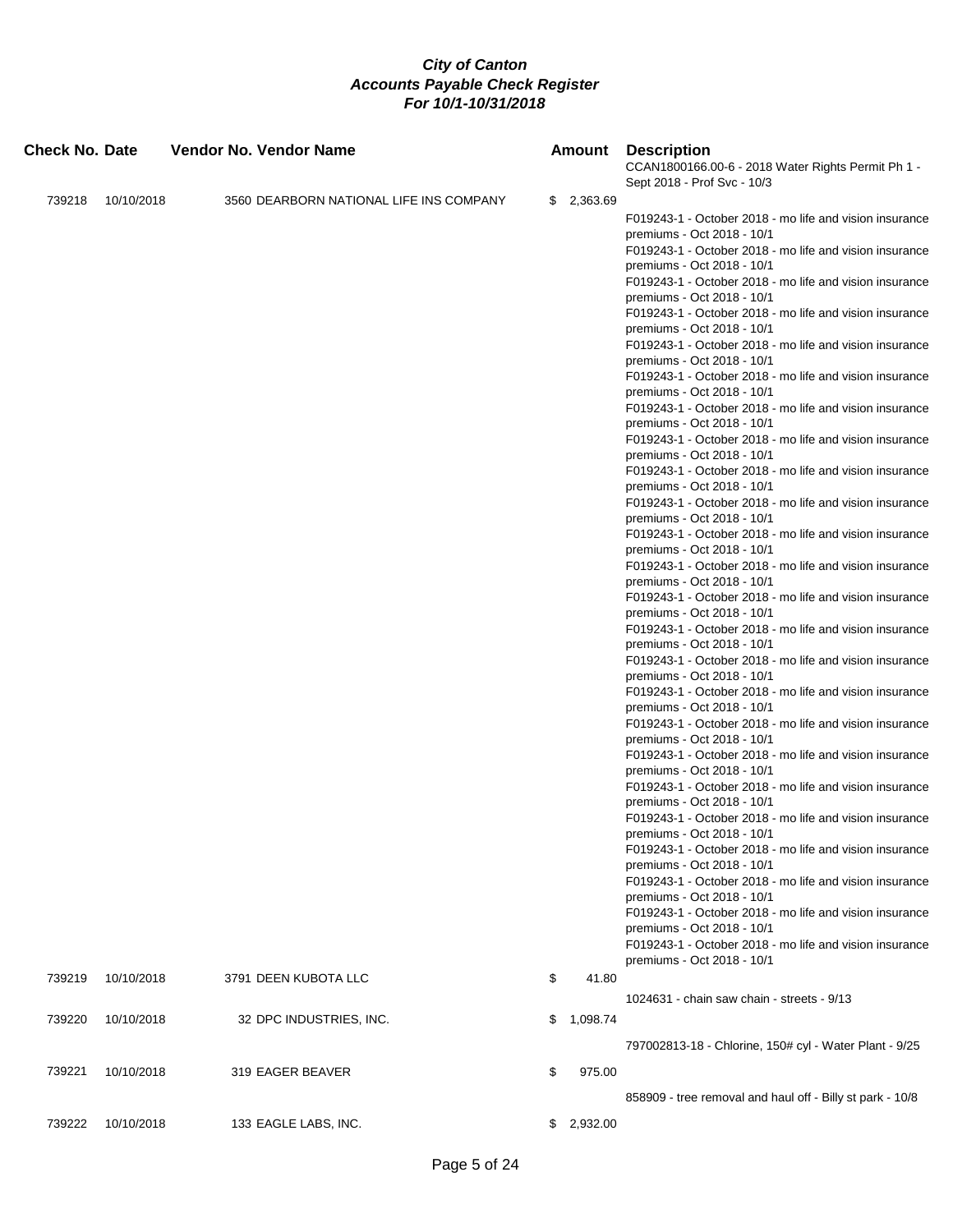***City of Canton***
***Accounts Payable Check Register***
***For 10/1-10/31/2018***

| Check No. | Date | Vendor No. | Vendor Name | Amount | Description |
|---|---|---|---|---|---|
| | | | | | CCAN1800166.00-6 - 2018 Water Rights Permit Ph 1 - Sept 2018 - Prof Svc - 10/3 |
| 739218 | 10/10/2018 | 3560 | DEARBORN NATIONAL LIFE INS COMPANY | $ 2,363.69 | |
| | | | | | F019243-1 - October 2018 - mo life and vision insurance premiums - Oct 2018 - 10/1 |
| | | | | | F019243-1 - October 2018 - mo life and vision insurance premiums - Oct 2018 - 10/1 |
| | | | | | F019243-1 - October 2018 - mo life and vision insurance premiums - Oct 2018 - 10/1 |
| | | | | | F019243-1 - October 2018 - mo life and vision insurance premiums - Oct 2018 - 10/1 |
| | | | | | F019243-1 - October 2018 - mo life and vision insurance premiums - Oct 2018 - 10/1 |
| | | | | | F019243-1 - October 2018 - mo life and vision insurance premiums - Oct 2018 - 10/1 |
| | | | | | F019243-1 - October 2018 - mo life and vision insurance premiums - Oct 2018 - 10/1 |
| | | | | | F019243-1 - October 2018 - mo life and vision insurance premiums - Oct 2018 - 10/1 |
| | | | | | F019243-1 - October 2018 - mo life and vision insurance premiums - Oct 2018 - 10/1 |
| | | | | | F019243-1 - October 2018 - mo life and vision insurance premiums - Oct 2018 - 10/1 |
| | | | | | F019243-1 - October 2018 - mo life and vision insurance premiums - Oct 2018 - 10/1 |
| | | | | | F019243-1 - October 2018 - mo life and vision insurance premiums - Oct 2018 - 10/1 |
| | | | | | F019243-1 - October 2018 - mo life and vision insurance premiums - Oct 2018 - 10/1 |
| | | | | | F019243-1 - October 2018 - mo life and vision insurance premiums - Oct 2018 - 10/1 |
| | | | | | F019243-1 - October 2018 - mo life and vision insurance premiums - Oct 2018 - 10/1 |
| | | | | | F019243-1 - October 2018 - mo life and vision insurance premiums - Oct 2018 - 10/1 |
| | | | | | F019243-1 - October 2018 - mo life and vision insurance premiums - Oct 2018 - 10/1 |
| | | | | | F019243-1 - October 2018 - mo life and vision insurance premiums - Oct 2018 - 10/1 |
| | | | | | F019243-1 - October 2018 - mo life and vision insurance premiums - Oct 2018 - 10/1 |
| | | | | | F019243-1 - October 2018 - mo life and vision insurance premiums - Oct 2018 - 10/1 |
| | | | | | F019243-1 - October 2018 - mo life and vision insurance premiums - Oct 2018 - 10/1 |
| | | | | | F019243-1 - October 2018 - mo life and vision insurance premiums - Oct 2018 - 10/1 |
| | | | | | F019243-1 - October 2018 - mo life and vision insurance premiums - Oct 2018 - 10/1 |
| | | | | | F019243-1 - October 2018 - mo life and vision insurance premiums - Oct 2018 - 10/1 |
| 739219 | 10/10/2018 | 3791 | DEEN KUBOTA LLC | $ 41.80 | |
| | | | | | 1024631 - chain saw chain - streets - 9/13 |
| 739220 | 10/10/2018 | 32 | DPC INDUSTRIES, INC. | $ 1,098.74 | |
| | | | | | 797002813-18 - Chlorine, 150# cyl - Water Plant - 9/25 |
| 739221 | 10/10/2018 | 319 | EAGER BEAVER | $ 975.00 | |
| | | | | | 858909 - tree removal and haul off - Billy st park - 10/8 |
| 739222 | 10/10/2018 | 133 | EAGLE LABS, INC. | $ 2,932.00 | |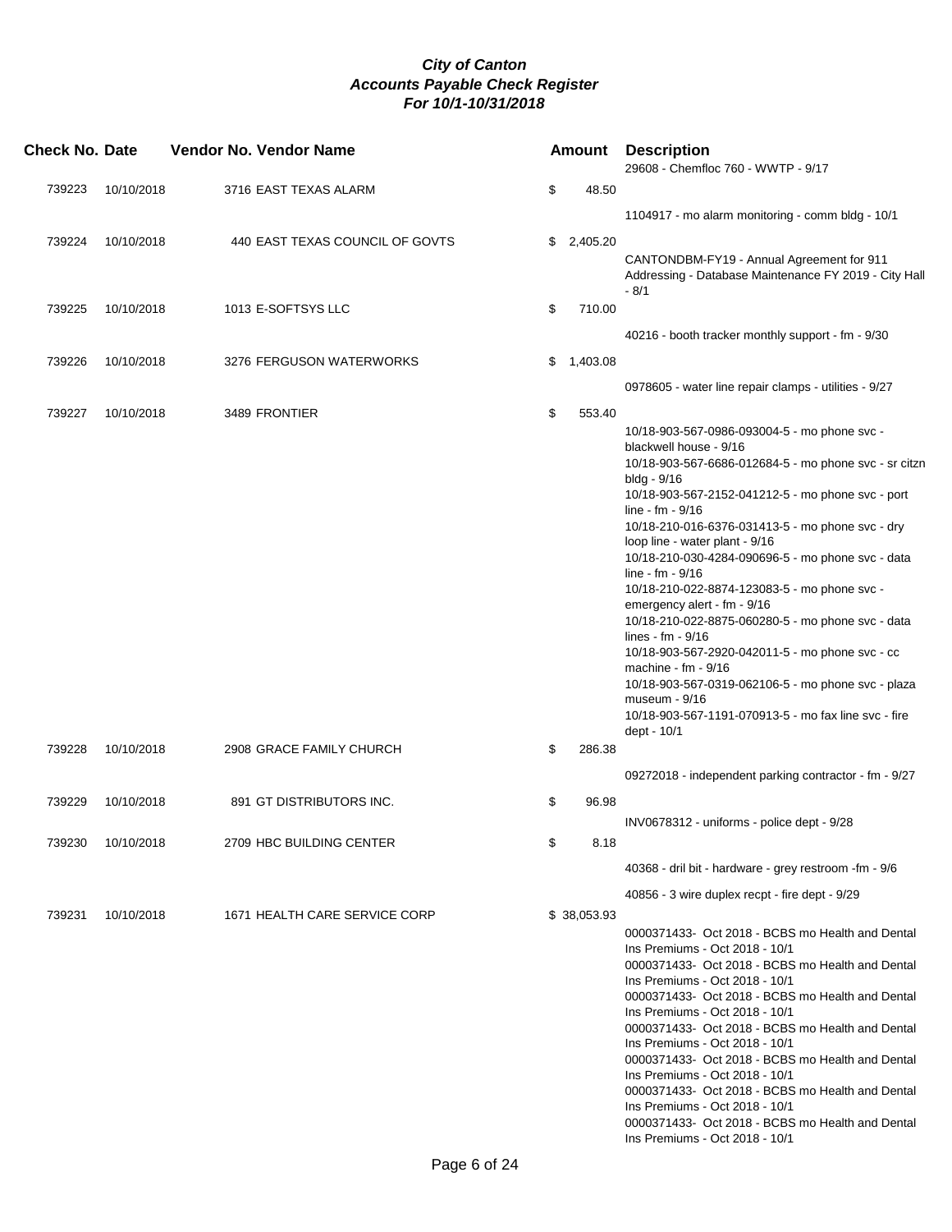# City of Canton
## Accounts Payable Check Register
### For 10/1-10/31/2018

| Check No. | Date | Vendor No. | Vendor Name | Amount | Description |
|---|---|---|---|---|---|
| | | | | | 29608 - Chemfloc 760 - WWTP - 9/17 |
| 739223 | 10/10/2018 | 3716 | EAST TEXAS ALARM | $ 48.50 | |
| | | | | | 1104917 - mo alarm monitoring - comm bldg - 10/1 |
| 739224 | 10/10/2018 | 440 | EAST TEXAS COUNCIL OF GOVTS | $ 2,405.20 | |
| | | | | | CANTONDBM-FY19 - Annual Agreement for 911 Addressing - Database Maintenance FY 2019 - City Hall - 8/1 |
| 739225 | 10/10/2018 | 1013 | E-SOFTSYS LLC | $ 710.00 | |
| | | | | | 40216 - booth tracker monthly support - fm - 9/30 |
| 739226 | 10/10/2018 | 3276 | FERGUSON WATERWORKS | $ 1,403.08 | |
| | | | | | 0978605 - water line repair clamps - utilities - 9/27 |
| 739227 | 10/10/2018 | 3489 | FRONTIER | $ 553.40 | |
| | | | | | 10/18-903-567-0986-093004-5 - mo phone svc - blackwell house - 9/16 |
| | | | | | 10/18-903-567-6686-012684-5 - mo phone svc - sr citzn bldg - 9/16 |
| | | | | | 10/18-903-567-2152-041212-5 - mo phone svc - port line - fm - 9/16 |
| | | | | | 10/18-210-016-6376-031413-5 - mo phone svc - dry loop line - water plant - 9/16 |
| | | | | | 10/18-210-030-4284-090696-5 - mo phone svc - data line - fm - 9/16 |
| | | | | | 10/18-210-022-8874-123083-5 - mo phone svc - emergency alert - fm - 9/16 |
| | | | | | 10/18-210-022-8875-060280-5 - mo phone svc - data lines - fm - 9/16 |
| | | | | | 10/18-903-567-2920-042011-5 - mo phone svc - cc machine - fm - 9/16 |
| | | | | | 10/18-903-567-0319-062106-5 - mo phone svc - plaza museum - 9/16 |
| | | | | | 10/18-903-567-1191-070913-5 - mo fax line svc - fire dept - 10/1 |
| 739228 | 10/10/2018 | 2908 | GRACE FAMILY CHURCH | $ 286.38 | |
| | | | | | 09272018 - independent parking contractor - fm - 9/27 |
| 739229 | 10/10/2018 | 891 | GT DISTRIBUTORS INC. | $ 96.98 | |
| | | | | | INV0678312 - uniforms - police dept - 9/28 |
| 739230 | 10/10/2018 | 2709 | HBC BUILDING CENTER | $ 8.18 | |
| | | | | | 40368 - dril bit - hardware - grey restroom -fm - 9/6 |
| | | | | | 40856 - 3 wire duplex recpt - fire dept - 9/29 |
| 739231 | 10/10/2018 | 1671 | HEALTH CARE SERVICE CORP | $ 38,053.93 | |
| | | | | | 0000371433- Oct 2018 - BCBS mo Health and Dental Ins Premiums - Oct 2018 - 10/1 |
| | | | | | 0000371433- Oct 2018 - BCBS mo Health and Dental Ins Premiums - Oct 2018 - 10/1 |
| | | | | | 0000371433- Oct 2018 - BCBS mo Health and Dental Ins Premiums - Oct 2018 - 10/1 |
| | | | | | 0000371433- Oct 2018 - BCBS mo Health and Dental Ins Premiums - Oct 2018 - 10/1 |
| | | | | | 0000371433- Oct 2018 - BCBS mo Health and Dental Ins Premiums - Oct 2018 - 10/1 |
| | | | | | 0000371433- Oct 2018 - BCBS mo Health and Dental Ins Premiums - Oct 2018 - 10/1 |
| | | | | | 0000371433- Oct 2018 - BCBS mo Health and Dental Ins Premiums - Oct 2018 - 10/1 |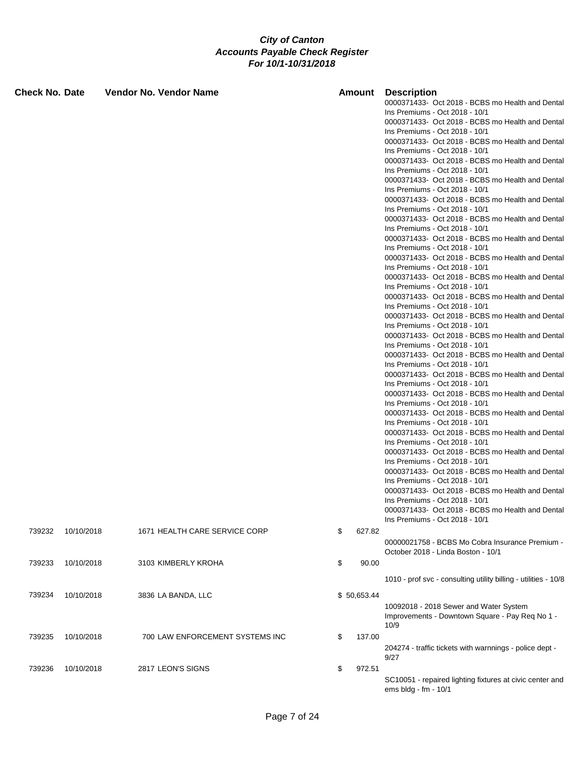# City of Canton
## Accounts Payable Check Register
### For 10/1-10/31/2018

| Check No. | Date | Vendor No. | Vendor Name | Amount | Description |
|---|---|---|---|---|---|
| | | | | | 0000371433- Oct 2018 - BCBS mo Health and Dental Ins Premiums - Oct 2018 - 10/1 |
| | | | | | 0000371433- Oct 2018 - BCBS mo Health and Dental Ins Premiums - Oct 2018 - 10/1 |
| | | | | | 0000371433- Oct 2018 - BCBS mo Health and Dental Ins Premiums - Oct 2018 - 10/1 |
| | | | | | 0000371433- Oct 2018 - BCBS mo Health and Dental Ins Premiums - Oct 2018 - 10/1 |
| | | | | | 0000371433- Oct 2018 - BCBS mo Health and Dental Ins Premiums - Oct 2018 - 10/1 |
| | | | | | 0000371433- Oct 2018 - BCBS mo Health and Dental Ins Premiums - Oct 2018 - 10/1 |
| | | | | | 0000371433- Oct 2018 - BCBS mo Health and Dental Ins Premiums - Oct 2018 - 10/1 |
| | | | | | 0000371433- Oct 2018 - BCBS mo Health and Dental Ins Premiums - Oct 2018 - 10/1 |
| | | | | | 0000371433- Oct 2018 - BCBS mo Health and Dental Ins Premiums - Oct 2018 - 10/1 |
| | | | | | 0000371433- Oct 2018 - BCBS mo Health and Dental Ins Premiums - Oct 2018 - 10/1 |
| | | | | | 0000371433- Oct 2018 - BCBS mo Health and Dental Ins Premiums - Oct 2018 - 10/1 |
| | | | | | 0000371433- Oct 2018 - BCBS mo Health and Dental Ins Premiums - Oct 2018 - 10/1 |
| | | | | | 0000371433- Oct 2018 - BCBS mo Health and Dental Ins Premiums - Oct 2018 - 10/1 |
| | | | | | 0000371433- Oct 2018 - BCBS mo Health and Dental Ins Premiums - Oct 2018 - 10/1 |
| | | | | | 0000371433- Oct 2018 - BCBS mo Health and Dental Ins Premiums - Oct 2018 - 10/1 |
| | | | | | 0000371433- Oct 2018 - BCBS mo Health and Dental Ins Premiums - Oct 2018 - 10/1 |
| | | | | | 0000371433- Oct 2018 - BCBS mo Health and Dental Ins Premiums - Oct 2018 - 10/1 |
| | | | | | 0000371433- Oct 2018 - BCBS mo Health and Dental Ins Premiums - Oct 2018 - 10/1 |
| | | | | | 0000371433- Oct 2018 - BCBS mo Health and Dental Ins Premiums - Oct 2018 - 10/1 |
| | | | | | 0000371433- Oct 2018 - BCBS mo Health and Dental Ins Premiums - Oct 2018 - 10/1 |
| | | | | | 0000371433- Oct 2018 - BCBS mo Health and Dental Ins Premiums - Oct 2018 - 10/1 |
| | | | | | 0000371433- Oct 2018 - BCBS mo Health and Dental Ins Premiums - Oct 2018 - 10/1 |
| 739232 | 10/10/2018 | 1671 | HEALTH CARE SERVICE CORP | $ 627.82 | |
| | | | | | 00000021758 - BCBS Mo Cobra Insurance Premium - October 2018 - Linda Boston - 10/1 |
| 739233 | 10/10/2018 | 3103 | KIMBERLY KROHA | $ 90.00 | |
| | | | | | 1010 - prof svc - consulting utility billing - utilities - 10/8 |
| 739234 | 10/10/2018 | 3836 | LA BANDA, LLC | $ 50,653.44 | |
| | | | | | 10092018 - 2018 Sewer and Water System Improvements - Downtown Square - Pay Req No 1 - 10/9 |
| 739235 | 10/10/2018 | 700 | LAW ENFORCEMENT SYSTEMS INC | $ 137.00 | |
| | | | | | 204274 - traffic tickets with warnnings - police dept - 9/27 |
| 739236 | 10/10/2018 | 2817 | LEON'S SIGNS | $ 972.51 | |
| | | | | | SC10051 - repaired lighting fixtures at civic center and ems bldg - fm - 10/1 |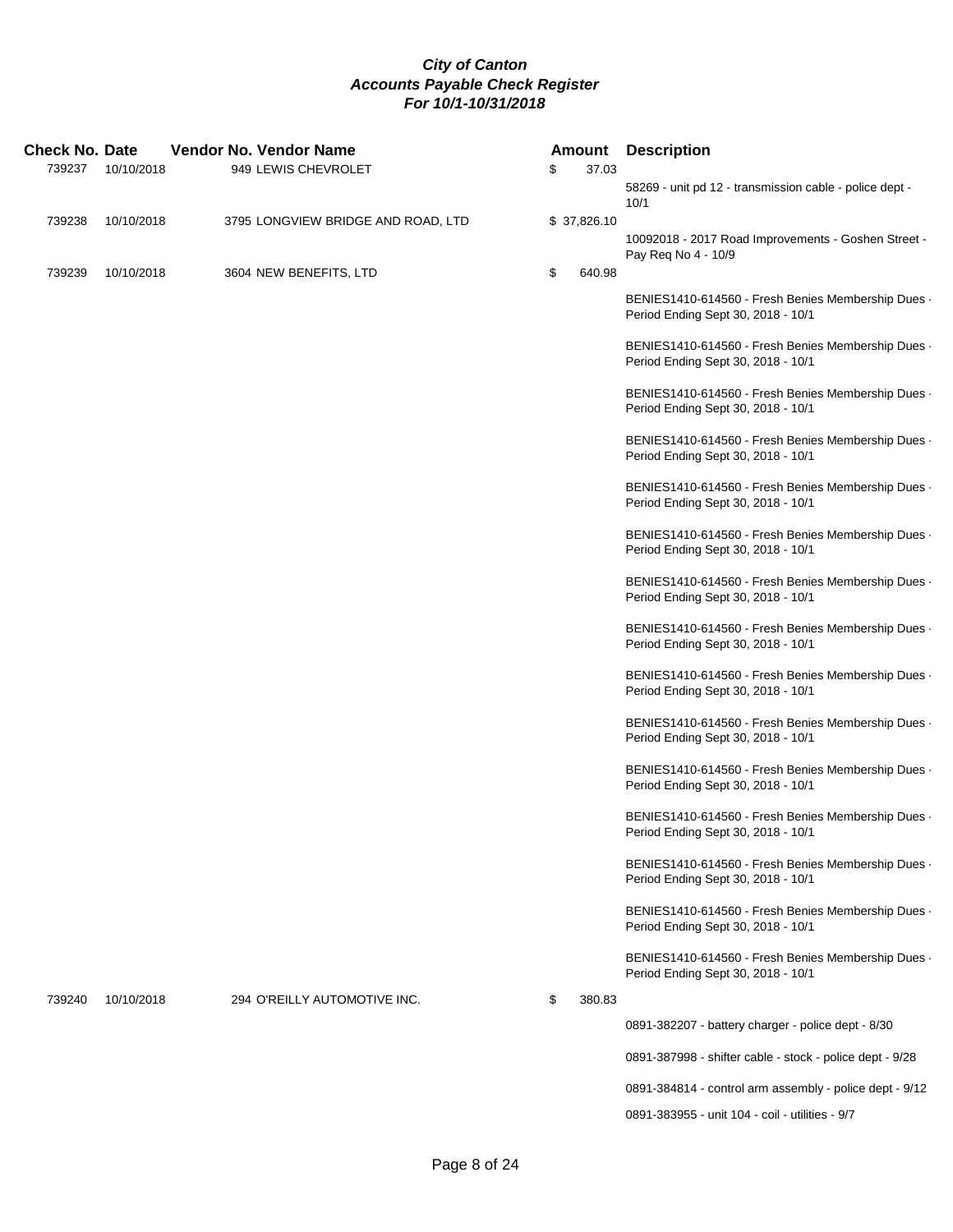**City of Canton**
**Accounts Payable Check Register**
**For 10/1-10/31/2018**

| Check No. | Date | Vendor No. | Vendor Name | Amount | Description |
|---|---|---|---|---|---|
| 739237 | 10/10/2018 | 949 | LEWIS CHEVROLET | $ 37.03 | |
| | | | | | 58269 - unit pd 12 - transmission cable - police dept - 10/1 |
| 739238 | 10/10/2018 | 3795 | LONGVIEW BRIDGE AND ROAD, LTD | $ 37,826.10 | |
| | | | | | 10092018 - 2017 Road Improvements - Goshen Street - Pay Req No 4 - 10/9 |
| 739239 | 10/10/2018 | 3604 | NEW BENEFITS, LTD | $ 640.98 | |
| | | | | | BENIES1410-614560 - Fresh Benies Membership Dues - Period Ending Sept 30, 2018 - 10/1 |
| | | | | | BENIES1410-614560 - Fresh Benies Membership Dues - Period Ending Sept 30, 2018 - 10/1 |
| | | | | | BENIES1410-614560 - Fresh Benies Membership Dues - Period Ending Sept 30, 2018 - 10/1 |
| | | | | | BENIES1410-614560 - Fresh Benies Membership Dues - Period Ending Sept 30, 2018 - 10/1 |
| | | | | | BENIES1410-614560 - Fresh Benies Membership Dues - Period Ending Sept 30, 2018 - 10/1 |
| | | | | | BENIES1410-614560 - Fresh Benies Membership Dues - Period Ending Sept 30, 2018 - 10/1 |
| | | | | | BENIES1410-614560 - Fresh Benies Membership Dues - Period Ending Sept 30, 2018 - 10/1 |
| | | | | | BENIES1410-614560 - Fresh Benies Membership Dues - Period Ending Sept 30, 2018 - 10/1 |
| | | | | | BENIES1410-614560 - Fresh Benies Membership Dues - Period Ending Sept 30, 2018 - 10/1 |
| | | | | | BENIES1410-614560 - Fresh Benies Membership Dues - Period Ending Sept 30, 2018 - 10/1 |
| | | | | | BENIES1410-614560 - Fresh Benies Membership Dues - Period Ending Sept 30, 2018 - 10/1 |
| | | | | | BENIES1410-614560 - Fresh Benies Membership Dues - Period Ending Sept 30, 2018 - 10/1 |
| | | | | | BENIES1410-614560 - Fresh Benies Membership Dues - Period Ending Sept 30, 2018 - 10/1 |
| | | | | | BENIES1410-614560 - Fresh Benies Membership Dues - Period Ending Sept 30, 2018 - 10/1 |
| | | | | | BENIES1410-614560 - Fresh Benies Membership Dues - Period Ending Sept 30, 2018 - 10/1 |
| 739240 | 10/10/2018 | 294 | O'REILLY AUTOMOTIVE INC. | $ 380.83 | |
| | | | | | 0891-382207 - battery charger - police dept - 8/30 |
| | | | | | 0891-387998 - shifter cable - stock - police dept - 9/28 |
| | | | | | 0891-384814 - control arm assembly - police dept - 9/12 |
| | | | | | 0891-383955 - unit 104 - coil - utilities - 9/7 |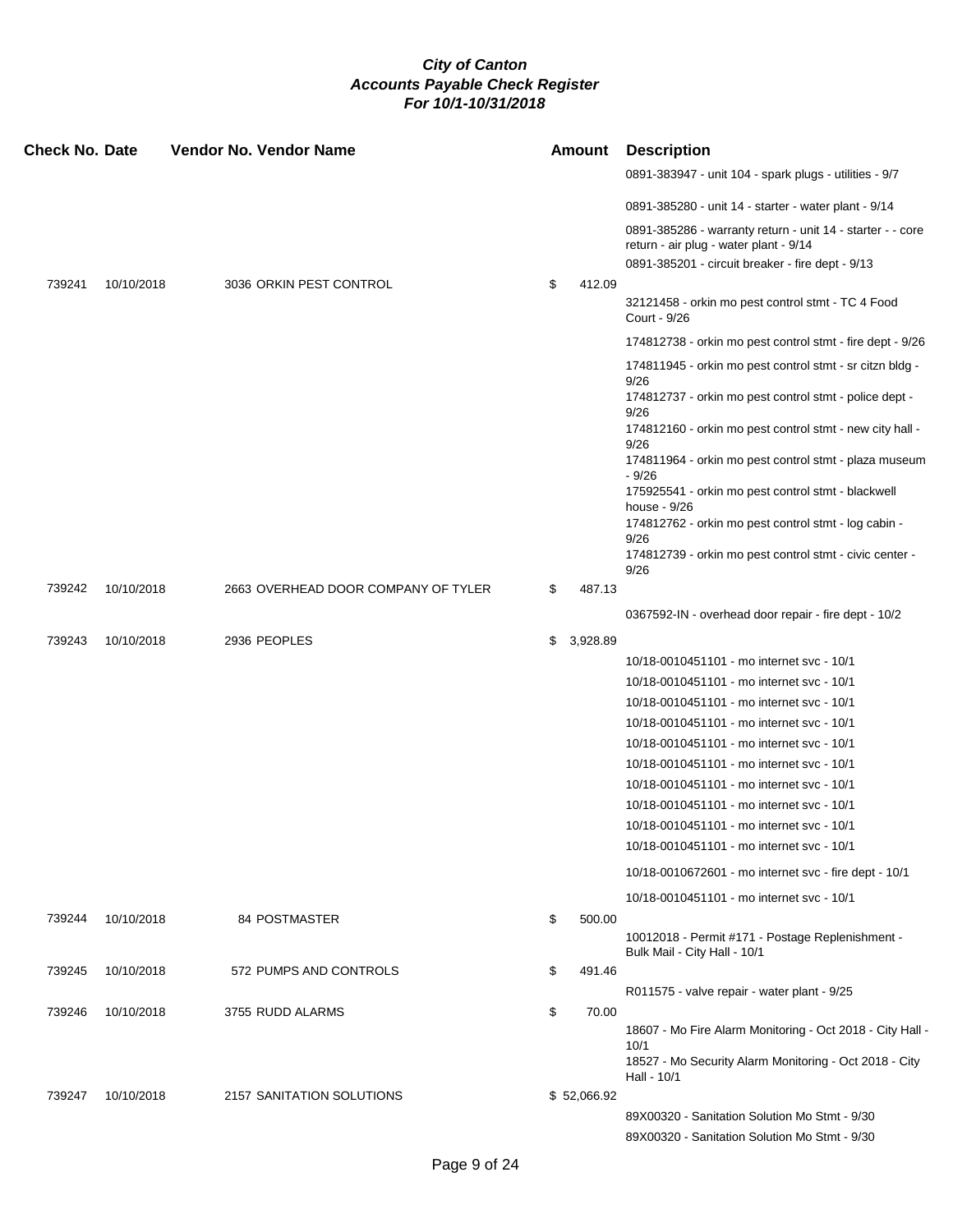# City of Canton
## Accounts Payable Check Register
### For 10/1-10/31/2018

| Check No. | Date | Vendor No. | Vendor Name | Amount | Description |
|---|---|---|---|---|---|
| | | | | | 0891-383947 - unit 104 - spark plugs - utilities - 9/7 |
| | | | | | 0891-385280 - unit 14 - starter - water plant - 9/14 |
| | | | | | 0891-385286 - warranty return - unit 14 - starter - - core return - air plug - water plant - 9/14 |
| | | | | | 0891-385201 - circuit breaker - fire dept - 9/13 |
| 739241 | 10/10/2018 | 3036 | ORKIN PEST CONTROL | $ 412.09 | |
| | | | | | 32121458 - orkin mo pest control stmt - TC 4 Food Court - 9/26 |
| | | | | | 174812738 - orkin mo pest control stmt - fire dept - 9/26 |
| | | | | | 174811945 - orkin mo pest control stmt - sr citzn bldg - 9/26 |
| | | | | | 174812737 - orkin mo pest control stmt - police dept - 9/26 |
| | | | | | 174812160 - orkin mo pest control stmt - new city hall - 9/26 |
| | | | | | 174811964 - orkin mo pest control stmt - plaza museum - 9/26 |
| | | | | | 175925541 - orkin mo pest control stmt - blackwell house - 9/26 |
| | | | | | 174812762 - orkin mo pest control stmt - log cabin - 9/26 |
| | | | | | 174812739 - orkin mo pest control stmt - civic center - 9/26 |
| 739242 | 10/10/2018 | 2663 | OVERHEAD DOOR COMPANY OF TYLER | $ 487.13 | |
| | | | | | 0367592-IN - overhead door repair - fire dept - 10/2 |
| 739243 | 10/10/2018 | 2936 | PEOPLES | $ 3,928.89 | |
| | | | | | 10/18-0010451101 - mo internet svc - 10/1 |
| | | | | | 10/18-0010451101 - mo internet svc - 10/1 |
| | | | | | 10/18-0010451101 - mo internet svc - 10/1 |
| | | | | | 10/18-0010451101 - mo internet svc - 10/1 |
| | | | | | 10/18-0010451101 - mo internet svc - 10/1 |
| | | | | | 10/18-0010451101 - mo internet svc - 10/1 |
| | | | | | 10/18-0010451101 - mo internet svc - 10/1 |
| | | | | | 10/18-0010451101 - mo internet svc - 10/1 |
| | | | | | 10/18-0010451101 - mo internet svc - 10/1 |
| | | | | | 10/18-0010451101 - mo internet svc - 10/1 |
| | | | | | 10/18-0010672601 - mo internet svc - fire dept - 10/1 |
| | | | | | 10/18-0010451101 - mo internet svc - 10/1 |
| 739244 | 10/10/2018 | 84 | POSTMASTER | $ 500.00 | |
| | | | | | 10012018 - Permit #171 - Postage Replenishment - Bulk Mail - City Hall - 10/1 |
| 739245 | 10/10/2018 | 572 | PUMPS AND CONTROLS | $ 491.46 | |
| | | | | | R011575 - valve repair - water plant - 9/25 |
| 739246 | 10/10/2018 | 3755 | RUDD ALARMS | $ 70.00 | |
| | | | | | 18607 - Mo Fire Alarm Monitoring - Oct 2018 - City Hall - 10/1 |
| | | | | | 18527 - Mo Security Alarm Monitoring - Oct 2018 - City Hall - 10/1 |
| 739247 | 10/10/2018 | 2157 | SANITATION SOLUTIONS | $ 52,066.92 | |
| | | | | | 89X00320 - Sanitation Solution Mo Stmt - 9/30 |
| | | | | | 89X00320 - Sanitation Solution Mo Stmt - 9/30 |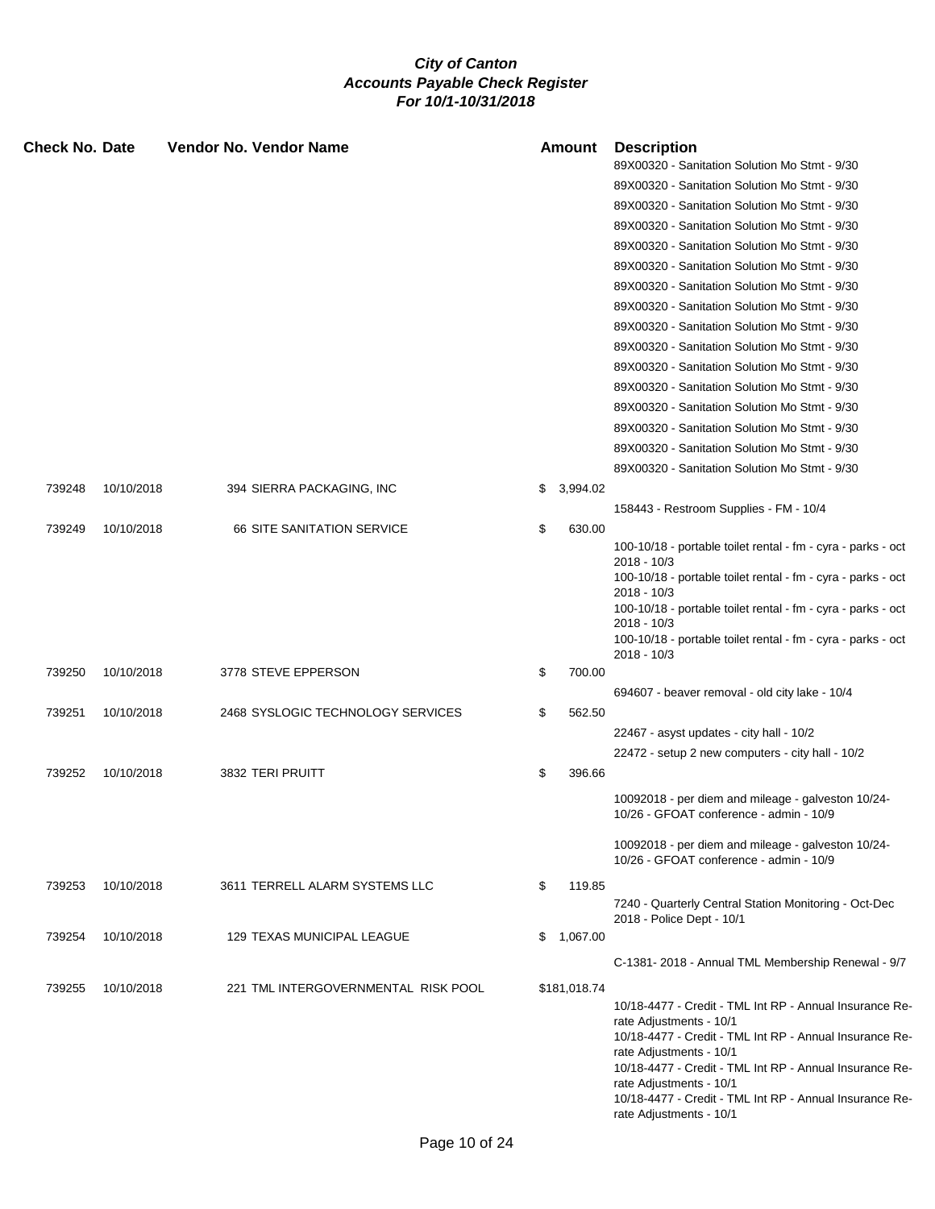# *City of Canton*
## *Accounts Payable Check Register*
### *For 10/1-10/31/2018*

| Check No. | Date | Vendor No. | Vendor Name | Amount | Description |
|---|---|---|---|---|---|
| | | | | | 89X00320 - Sanitation Solution Mo Stmt - 9/30 |
| | | | | | 89X00320 - Sanitation Solution Mo Stmt - 9/30 |
| | | | | | 89X00320 - Sanitation Solution Mo Stmt - 9/30 |
| | | | | | 89X00320 - Sanitation Solution Mo Stmt - 9/30 |
| | | | | | 89X00320 - Sanitation Solution Mo Stmt - 9/30 |
| | | | | | 89X00320 - Sanitation Solution Mo Stmt - 9/30 |
| | | | | | 89X00320 - Sanitation Solution Mo Stmt - 9/30 |
| | | | | | 89X00320 - Sanitation Solution Mo Stmt - 9/30 |
| | | | | | 89X00320 - Sanitation Solution Mo Stmt - 9/30 |
| | | | | | 89X00320 - Sanitation Solution Mo Stmt - 9/30 |
| | | | | | 89X00320 - Sanitation Solution Mo Stmt - 9/30 |
| | | | | | 89X00320 - Sanitation Solution Mo Stmt - 9/30 |
| | | | | | 89X00320 - Sanitation Solution Mo Stmt - 9/30 |
| | | | | | 89X00320 - Sanitation Solution Mo Stmt - 9/30 |
| | | | | | 89X00320 - Sanitation Solution Mo Stmt - 9/30 |
| | | | | | 89X00320 - Sanitation Solution Mo Stmt - 9/30 |
| 739248 | 10/10/2018 | 394 | SIERRA PACKAGING, INC | $ 3,994.02 | |
| | | | | | 158443 - Restroom Supplies - FM - 10/4 |
| 739249 | 10/10/2018 | 66 | SITE SANITATION SERVICE | $ 630.00 | |
| | | | | | 100-10/18 - portable toilet rental - fm - cyra - parks - oct 2018 - 10/3 |
| | | | | | 100-10/18 - portable toilet rental - fm - cyra - parks - oct 2018 - 10/3 |
| | | | | | 100-10/18 - portable toilet rental - fm - cyra - parks - oct 2018 - 10/3 |
| | | | | | 100-10/18 - portable toilet rental - fm - cyra - parks - oct 2018 - 10/3 |
| 739250 | 10/10/2018 | 3778 | STEVE EPPERSON | $ 700.00 | |
| | | | | | 694607 - beaver removal - old city lake - 10/4 |
| 739251 | 10/10/2018 | 2468 | SYSLOGIC TECHNOLOGY SERVICES | $ 562.50 | |
| | | | | | 22467 - asyst updates - city hall - 10/2 |
| | | | | | 22472 - setup 2 new computers - city hall - 10/2 |
| 739252 | 10/10/2018 | 3832 | TERI PRUITT | $ 396.66 | |
| | | | | | 10092018 - per diem and mileage - galveston 10/24-10/26 - GFOAT conference - admin - 10/9 |
| | | | | | 10092018 - per diem and mileage - galveston 10/24-10/26 - GFOAT conference - admin - 10/9 |
| 739253 | 10/10/2018 | 3611 | TERRELL ALARM SYSTEMS LLC | $ 119.85 | |
| | | | | | 7240 - Quarterly Central Station Monitoring - Oct-Dec 2018 - Police Dept - 10/1 |
| 739254 | 10/10/2018 | 129 | TEXAS MUNICIPAL LEAGUE | $ 1,067.00 | |
| | | | | | C-1381- 2018 - Annual TML Membership Renewal - 9/7 |
| 739255 | 10/10/2018 | 221 | TML INTERGOVERNMENTAL RISK POOL | $181,018.74 | |
| | | | | | 10/18-4477 - Credit - TML Int RP - Annual Insurance Re-rate Adjustments - 10/1 |
| | | | | | 10/18-4477 - Credit - TML Int RP - Annual Insurance Re-rate Adjustments - 10/1 |
| | | | | | 10/18-4477 - Credit - TML Int RP - Annual Insurance Re-rate Adjustments - 10/1 |
| | | | | | 10/18-4477 - Credit - TML Int RP - Annual Insurance Re-rate Adjustments - 10/1 |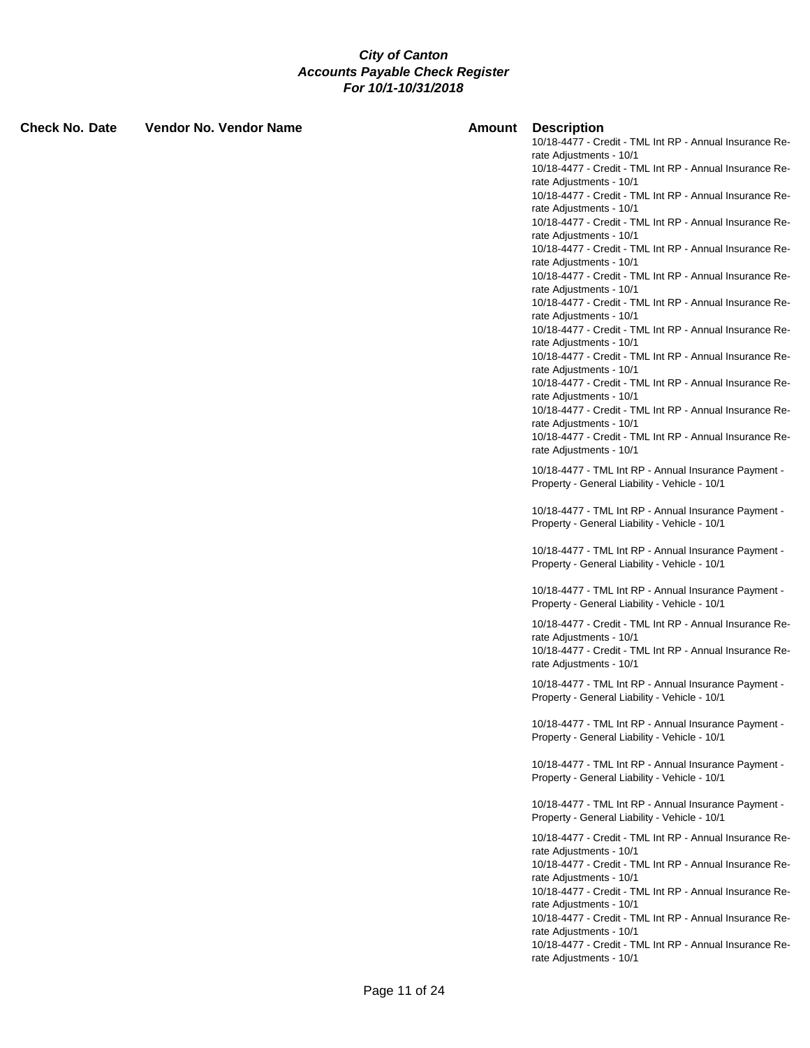# City of Canton
## Accounts Payable Check Register
### For 10/1-10/31/2018

| Check No. | Date | Vendor No. | Vendor Name | Amount | Description |
|---|---|---|---|---|---|
| | | | | | 10/18-4477 - Credit - TML Int RP - Annual Insurance Re-rate Adjustments - 10/1 |
| | | | | | 10/18-4477 - Credit - TML Int RP - Annual Insurance Re-rate Adjustments - 10/1 |
| | | | | | 10/18-4477 - Credit - TML Int RP - Annual Insurance Re-rate Adjustments - 10/1 |
| | | | | | 10/18-4477 - Credit - TML Int RP - Annual Insurance Re-rate Adjustments - 10/1 |
| | | | | | 10/18-4477 - Credit - TML Int RP - Annual Insurance Re-rate Adjustments - 10/1 |
| | | | | | 10/18-4477 - Credit - TML Int RP - Annual Insurance Re-rate Adjustments - 10/1 |
| | | | | | 10/18-4477 - Credit - TML Int RP - Annual Insurance Re-rate Adjustments - 10/1 |
| | | | | | 10/18-4477 - Credit - TML Int RP - Annual Insurance Re-rate Adjustments - 10/1 |
| | | | | | 10/18-4477 - Credit - TML Int RP - Annual Insurance Re-rate Adjustments - 10/1 |
| | | | | | 10/18-4477 - Credit - TML Int RP - Annual Insurance Re-rate Adjustments - 10/1 |
| | | | | | 10/18-4477 - Credit - TML Int RP - Annual Insurance Re-rate Adjustments - 10/1 |
| | | | | | 10/18-4477 - Credit - TML Int RP - Annual Insurance Re-rate Adjustments - 10/1 |
| | | | | | 10/18-4477 - TML Int RP - Annual Insurance Payment - Property - General Liability - Vehicle - 10/1 |
| | | | | | 10/18-4477 - TML Int RP - Annual Insurance Payment - Property - General Liability - Vehicle - 10/1 |
| | | | | | 10/18-4477 - TML Int RP - Annual Insurance Payment - Property - General Liability - Vehicle - 10/1 |
| | | | | | 10/18-4477 - TML Int RP - Annual Insurance Payment - Property - General Liability - Vehicle - 10/1 |
| | | | | | 10/18-4477 - Credit - TML Int RP - Annual Insurance Re-rate Adjustments - 10/1 |
| | | | | | 10/18-4477 - Credit - TML Int RP - Annual Insurance Re-rate Adjustments - 10/1 |
| | | | | | 10/18-4477 - TML Int RP - Annual Insurance Payment - Property - General Liability - Vehicle - 10/1 |
| | | | | | 10/18-4477 - TML Int RP - Annual Insurance Payment - Property - General Liability - Vehicle - 10/1 |
| | | | | | 10/18-4477 - TML Int RP - Annual Insurance Payment - Property - General Liability - Vehicle - 10/1 |
| | | | | | 10/18-4477 - TML Int RP - Annual Insurance Payment - Property - General Liability - Vehicle - 10/1 |
| | | | | | 10/18-4477 - Credit - TML Int RP - Annual Insurance Re-rate Adjustments - 10/1 |
| | | | | | 10/18-4477 - Credit - TML Int RP - Annual Insurance Re-rate Adjustments - 10/1 |
| | | | | | 10/18-4477 - Credit - TML Int RP - Annual Insurance Re-rate Adjustments - 10/1 |
| | | | | | 10/18-4477 - Credit - TML Int RP - Annual Insurance Re-rate Adjustments - 10/1 |
| | | | | | 10/18-4477 - Credit - TML Int RP - Annual Insurance Re-rate Adjustments - 10/1 |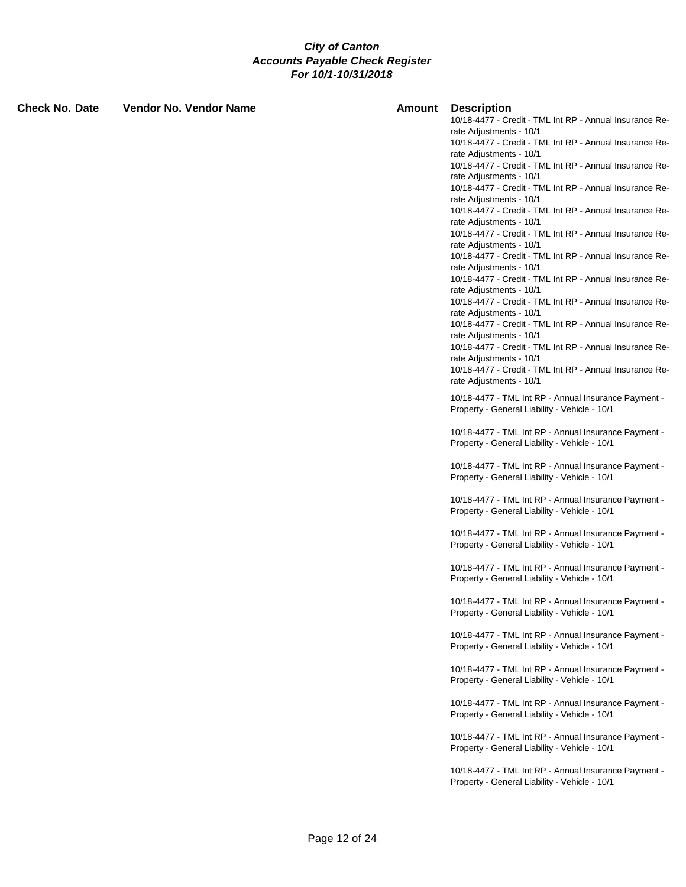# *City of Canton*
## *Accounts Payable Check Register*
### *For 10/1-10/31/2018*

| Check No. | Date | Vendor No. | Vendor Name | Amount | Description |
|---|---|---|---|---|---|
| | | | | | 10/18-4477 - Credit - TML Int RP - Annual Insurance Re-rate Adjustments - 10/1 |
| | | | | | 10/18-4477 - Credit - TML Int RP - Annual Insurance Re-rate Adjustments - 10/1 |
| | | | | | 10/18-4477 - Credit - TML Int RP - Annual Insurance Re-rate Adjustments - 10/1 |
| | | | | | 10/18-4477 - Credit - TML Int RP - Annual Insurance Re-rate Adjustments - 10/1 |
| | | | | | 10/18-4477 - Credit - TML Int RP - Annual Insurance Re-rate Adjustments - 10/1 |
| | | | | | 10/18-4477 - Credit - TML Int RP - Annual Insurance Re-rate Adjustments - 10/1 |
| | | | | | 10/18-4477 - Credit - TML Int RP - Annual Insurance Re-rate Adjustments - 10/1 |
| | | | | | 10/18-4477 - Credit - TML Int RP - Annual Insurance Re-rate Adjustments - 10/1 |
| | | | | | 10/18-4477 - Credit - TML Int RP - Annual Insurance Re-rate Adjustments - 10/1 |
| | | | | | 10/18-4477 - Credit - TML Int RP - Annual Insurance Re-rate Adjustments - 10/1 |
| | | | | | 10/18-4477 - Credit - TML Int RP - Annual Insurance Re-rate Adjustments - 10/1 |
| | | | | | 10/18-4477 - Credit - TML Int RP - Annual Insurance Re-rate Adjustments - 10/1 |
| | | | | | 10/18-4477 - TML Int RP - Annual Insurance Payment - Property - General Liability - Vehicle - 10/1 |
| | | | | | 10/18-4477 - TML Int RP - Annual Insurance Payment - Property - General Liability - Vehicle - 10/1 |
| | | | | | 10/18-4477 - TML Int RP - Annual Insurance Payment - Property - General Liability - Vehicle - 10/1 |
| | | | | | 10/18-4477 - TML Int RP - Annual Insurance Payment - Property - General Liability - Vehicle - 10/1 |
| | | | | | 10/18-4477 - TML Int RP - Annual Insurance Payment - Property - General Liability - Vehicle - 10/1 |
| | | | | | 10/18-4477 - TML Int RP - Annual Insurance Payment - Property - General Liability - Vehicle - 10/1 |
| | | | | | 10/18-4477 - TML Int RP - Annual Insurance Payment - Property - General Liability - Vehicle - 10/1 |
| | | | | | 10/18-4477 - TML Int RP - Annual Insurance Payment - Property - General Liability - Vehicle - 10/1 |
| | | | | | 10/18-4477 - TML Int RP - Annual Insurance Payment - Property - General Liability - Vehicle - 10/1 |
| | | | | | 10/18-4477 - TML Int RP - Annual Insurance Payment - Property - General Liability - Vehicle - 10/1 |
| | | | | | 10/18-4477 - TML Int RP - Annual Insurance Payment - Property - General Liability - Vehicle - 10/1 |
| | | | | | 10/18-4477 - TML Int RP - Annual Insurance Payment - Property - General Liability - Vehicle - 10/1 |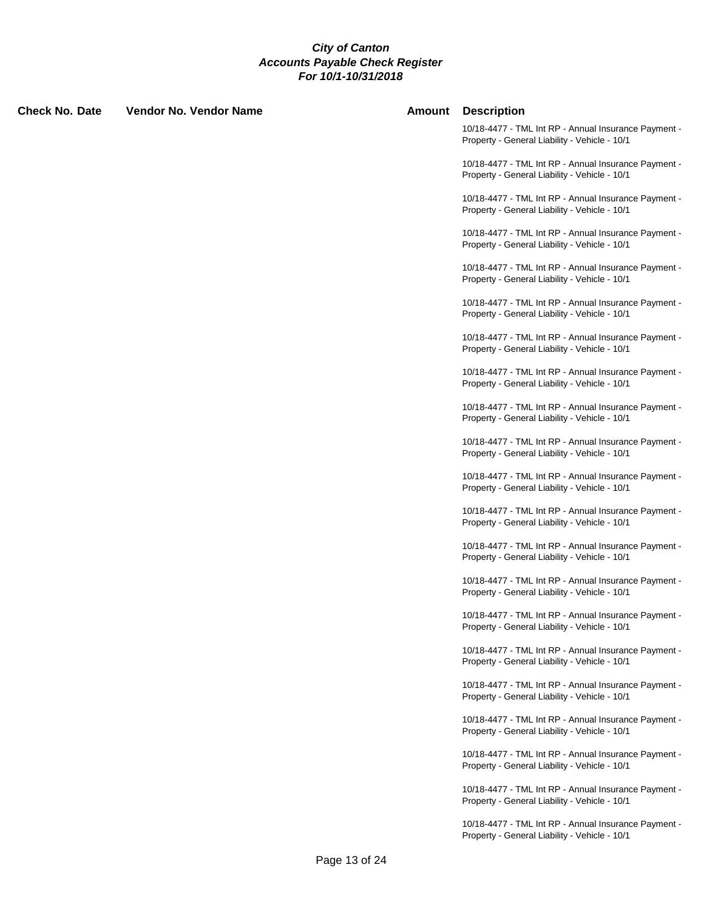# City of Canton
## Accounts Payable Check Register
### For 10/1-10/31/2018

| Check No. | Date | Vendor No. | Vendor Name | Amount | Description |
|---|---|---|---|---|---|
| | | | | | 10/18-4477 - TML Int RP - Annual Insurance Payment - Property - General Liability - Vehicle - 10/1 |
| | | | | | 10/18-4477 - TML Int RP - Annual Insurance Payment - Property - General Liability - Vehicle - 10/1 |
| | | | | | 10/18-4477 - TML Int RP - Annual Insurance Payment - Property - General Liability - Vehicle - 10/1 |
| | | | | | 10/18-4477 - TML Int RP - Annual Insurance Payment - Property - General Liability - Vehicle - 10/1 |
| | | | | | 10/18-4477 - TML Int RP - Annual Insurance Payment - Property - General Liability - Vehicle - 10/1 |
| | | | | | 10/18-4477 - TML Int RP - Annual Insurance Payment - Property - General Liability - Vehicle - 10/1 |
| | | | | | 10/18-4477 - TML Int RP - Annual Insurance Payment - Property - General Liability - Vehicle - 10/1 |
| | | | | | 10/18-4477 - TML Int RP - Annual Insurance Payment - Property - General Liability - Vehicle - 10/1 |
| | | | | | 10/18-4477 - TML Int RP - Annual Insurance Payment - Property - General Liability - Vehicle - 10/1 |
| | | | | | 10/18-4477 - TML Int RP - Annual Insurance Payment - Property - General Liability - Vehicle - 10/1 |
| | | | | | 10/18-4477 - TML Int RP - Annual Insurance Payment - Property - General Liability - Vehicle - 10/1 |
| | | | | | 10/18-4477 - TML Int RP - Annual Insurance Payment - Property - General Liability - Vehicle - 10/1 |
| | | | | | 10/18-4477 - TML Int RP - Annual Insurance Payment - Property - General Liability - Vehicle - 10/1 |
| | | | | | 10/18-4477 - TML Int RP - Annual Insurance Payment - Property - General Liability - Vehicle - 10/1 |
| | | | | | 10/18-4477 - TML Int RP - Annual Insurance Payment - Property - General Liability - Vehicle - 10/1 |
| | | | | | 10/18-4477 - TML Int RP - Annual Insurance Payment - Property - General Liability - Vehicle - 10/1 |
| | | | | | 10/18-4477 - TML Int RP - Annual Insurance Payment - Property - General Liability - Vehicle - 10/1 |
| | | | | | 10/18-4477 - TML Int RP - Annual Insurance Payment - Property - General Liability - Vehicle - 10/1 |
| | | | | | 10/18-4477 - TML Int RP - Annual Insurance Payment - Property - General Liability - Vehicle - 10/1 |
| | | | | | 10/18-4477 - TML Int RP - Annual Insurance Payment - Property - General Liability - Vehicle - 10/1 |
| | | | | | 10/18-4477 - TML Int RP - Annual Insurance Payment - Property - General Liability - Vehicle - 10/1 |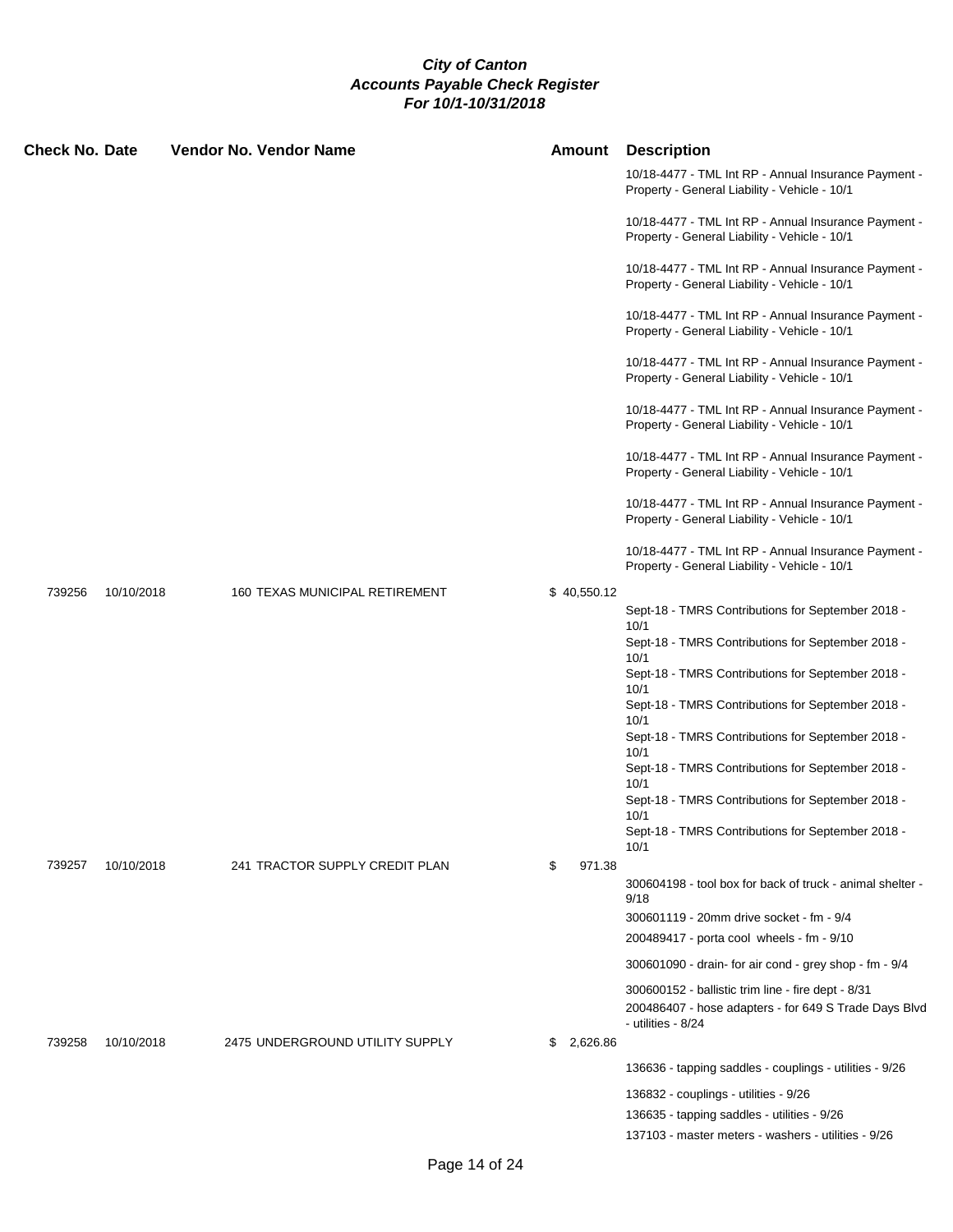**City of Canton**
**Accounts Payable Check Register**
**For 10/1-10/31/2018**

| Check No. | Date | Vendor No. | Vendor Name | Amount | Description |
|---|---|---|---|---|---|
| | | | | | 10/18-4477 - TML Int RP - Annual Insurance Payment - Property - General Liability - Vehicle - 10/1 |
| | | | | | 10/18-4477 - TML Int RP - Annual Insurance Payment - Property - General Liability - Vehicle - 10/1 |
| | | | | | 10/18-4477 - TML Int RP - Annual Insurance Payment - Property - General Liability - Vehicle - 10/1 |
| | | | | | 10/18-4477 - TML Int RP - Annual Insurance Payment - Property - General Liability - Vehicle - 10/1 |
| | | | | | 10/18-4477 - TML Int RP - Annual Insurance Payment - Property - General Liability - Vehicle - 10/1 |
| | | | | | 10/18-4477 - TML Int RP - Annual Insurance Payment - Property - General Liability - Vehicle - 10/1 |
| | | | | | 10/18-4477 - TML Int RP - Annual Insurance Payment - Property - General Liability - Vehicle - 10/1 |
| | | | | | 10/18-4477 - TML Int RP - Annual Insurance Payment - Property - General Liability - Vehicle - 10/1 |
| | | | | | 10/18-4477 - TML Int RP - Annual Insurance Payment - Property - General Liability - Vehicle - 10/1 |
| 739256 | 10/10/2018 | 160 | TEXAS MUNICIPAL RETIREMENT | $ 40,550.12 | |
| | | | | | Sept-18 - TMRS Contributions for September 2018 - 10/1 |
| | | | | | Sept-18 - TMRS Contributions for September 2018 - 10/1 |
| | | | | | Sept-18 - TMRS Contributions for September 2018 - 10/1 |
| | | | | | Sept-18 - TMRS Contributions for September 2018 - 10/1 |
| | | | | | Sept-18 - TMRS Contributions for September 2018 - 10/1 |
| | | | | | Sept-18 - TMRS Contributions for September 2018 - 10/1 |
| | | | | | Sept-18 - TMRS Contributions for September 2018 - 10/1 |
| | | | | | Sept-18 - TMRS Contributions for September 2018 - 10/1 |
| 739257 | 10/10/2018 | 241 | TRACTOR SUPPLY CREDIT PLAN | $ 971.38 | |
| | | | | | 300604198 - tool box for back of truck - animal shelter - 9/18 |
| | | | | | 300601119 - 20mm drive socket - fm - 9/4 |
| | | | | | 200489417 - porta cool wheels - fm - 9/10 |
| | | | | | 300601090 - drain- for air cond - grey shop - fm - 9/4 |
| | | | | | 300600152 - ballistic trim line - fire dept - 8/31 |
| | | | | | 200486407 - hose adapters - for 649 S Trade Days Blvd - utilities - 8/24 |
| 739258 | 10/10/2018 | 2475 | UNDERGROUND UTILITY SUPPLY | $ 2,626.86 | |
| | | | | | 136636 - tapping saddles - couplings - utilities - 9/26 |
| | | | | | 136832 - couplings - utilities - 9/26 |
| | | | | | 136635 - tapping saddles - utilities - 9/26 |
| | | | | | 137103 - master meters - washers - utilities - 9/26 |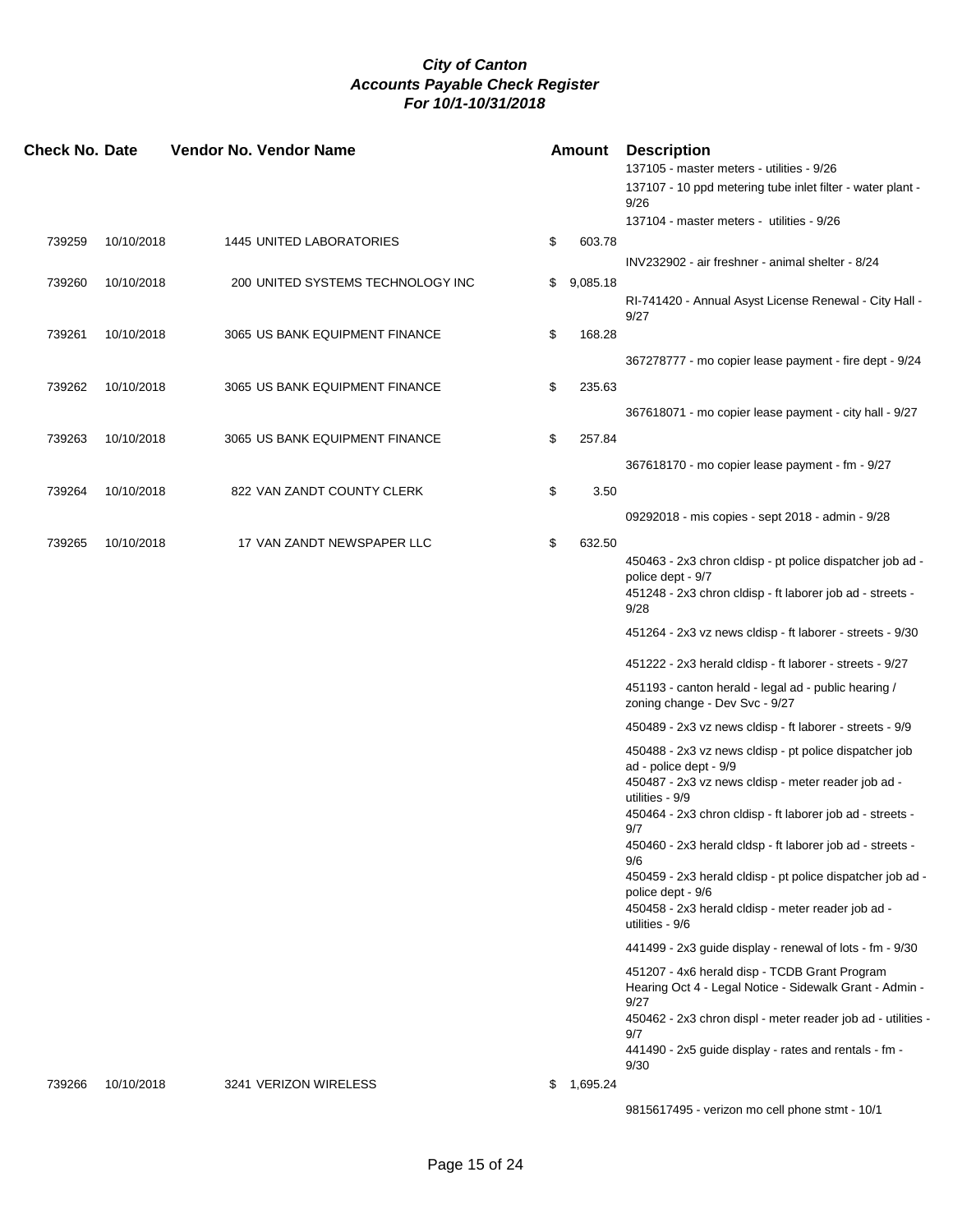***City of Canton***
***Accounts Payable Check Register***
***For 10/1-10/31/2018***

| Check No. | Date | Vendor No. | Vendor Name | Amount | Description |
|---|---|---|---|---|---|
| | | | | | 137105 - master meters - utilities - 9/26 |
| | | | | | 137107 - 10 ppd metering tube inlet filter - water plant - 9/26 |
| | | | | | 137104 - master meters - utilities - 9/26 |
| 739259 | 10/10/2018 | 1445 | UNITED LABORATORIES | $ 603.78 | |
| | | | | | INV232902 - air freshner - animal shelter - 8/24 |
| 739260 | 10/10/2018 | 200 | UNITED SYSTEMS TECHNOLOGY INC | $ 9,085.18 | |
| | | | | | RI-741420 - Annual Asyst License Renewal - City Hall - 9/27 |
| 739261 | 10/10/2018 | 3065 | US BANK EQUIPMENT FINANCE | $ 168.28 | |
| | | | | | 367278777 - mo copier lease payment - fire dept - 9/24 |
| 739262 | 10/10/2018 | 3065 | US BANK EQUIPMENT FINANCE | $ 235.63 | |
| | | | | | 367618071 - mo copier lease payment - city hall - 9/27 |
| 739263 | 10/10/2018 | 3065 | US BANK EQUIPMENT FINANCE | $ 257.84 | |
| | | | | | 367618170 - mo copier lease payment - fm - 9/27 |
| 739264 | 10/10/2018 | 822 | VAN ZANDT COUNTY CLERK | $ 3.50 | |
| | | | | | 09292018 - mis copies - sept 2018 - admin - 9/28 |
| 739265 | 10/10/2018 | 17 | VAN ZANDT NEWSPAPER LLC | $ 632.50 | |
| | | | | | 450463 - 2x3 chron cldisp - pt police dispatcher job ad - police dept - 9/7 |
| | | | | | 451248 - 2x3 chron cldisp - ft laborer job ad - streets - 9/28 |
| | | | | | 451264 - 2x3 vz news cldisp - ft laborer - streets - 9/30 |
| | | | | | 451222 - 2x3 herald cldisp - ft laborer - streets - 9/27 |
| | | | | | 451193 - canton herald - legal ad - public hearing / zoning change - Dev Svc - 9/27 |
| | | | | | 450489 - 2x3 vz news cldisp - ft laborer - streets - 9/9 |
| | | | | | 450488 - 2x3 vz news cldisp - pt police dispatcher job ad - police dept - 9/9 |
| | | | | | 450487 - 2x3 vz news cldisp - meter reader job ad - utilities - 9/9 |
| | | | | | 450464 - 2x3 chron cldisp - ft laborer job ad - streets - 9/7 |
| | | | | | 450460 - 2x3 herald cldsp - ft laborer job ad - streets - 9/6 |
| | | | | | 450459 - 2x3 herald cldisp - pt police dispatcher job ad - police dept - 9/6 |
| | | | | | 450458 - 2x3 herald cldisp - meter reader job ad - utilities - 9/6 |
| | | | | | 441499 - 2x3 guide display - renewal of lots - fm - 9/30 |
| | | | | | 451207 - 4x6 herald disp - TCDB Grant Program Hearing Oct 4 - Legal Notice - Sidewalk Grant - Admin - 9/27 |
| | | | | | 450462 - 2x3 chron displ - meter reader job ad - utilities - 9/7 |
| | | | | | 441490 - 2x5 guide display - rates and rentals - fm - 9/30 |
| 739266 | 10/10/2018 | 3241 | VERIZON WIRELESS | $ 1,695.24 | |
| | | | | | 9815617495 - verizon mo cell phone stmt - 10/1 |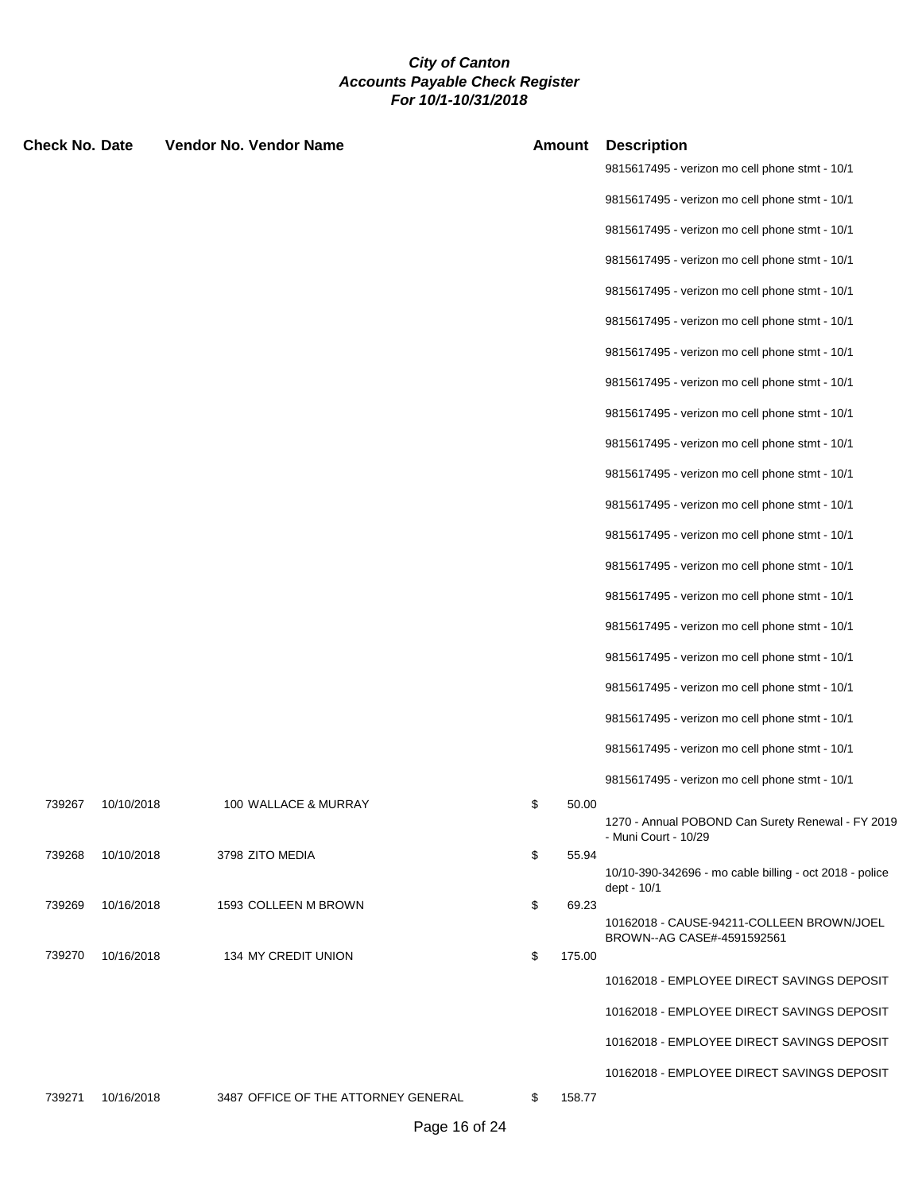# City of Canton
## Accounts Payable Check Register
### For 10/1-10/31/2018

| Check No. | Date | Vendor No. | Vendor Name | Amount | Description |
|---|---|---|---|---|---|
| | | | | | 9815617495 - verizon mo cell phone stmt - 10/1 |
| | | | | | 9815617495 - verizon mo cell phone stmt - 10/1 |
| | | | | | 9815617495 - verizon mo cell phone stmt - 10/1 |
| | | | | | 9815617495 - verizon mo cell phone stmt - 10/1 |
| | | | | | 9815617495 - verizon mo cell phone stmt - 10/1 |
| | | | | | 9815617495 - verizon mo cell phone stmt - 10/1 |
| | | | | | 9815617495 - verizon mo cell phone stmt - 10/1 |
| | | | | | 9815617495 - verizon mo cell phone stmt - 10/1 |
| | | | | | 9815617495 - verizon mo cell phone stmt - 10/1 |
| | | | | | 9815617495 - verizon mo cell phone stmt - 10/1 |
| | | | | | 9815617495 - verizon mo cell phone stmt - 10/1 |
| | | | | | 9815617495 - verizon mo cell phone stmt - 10/1 |
| | | | | | 9815617495 - verizon mo cell phone stmt - 10/1 |
| | | | | | 9815617495 - verizon mo cell phone stmt - 10/1 |
| | | | | | 9815617495 - verizon mo cell phone stmt - 10/1 |
| | | | | | 9815617495 - verizon mo cell phone stmt - 10/1 |
| | | | | | 9815617495 - verizon mo cell phone stmt - 10/1 |
| | | | | | 9815617495 - verizon mo cell phone stmt - 10/1 |
| | | | | | 9815617495 - verizon mo cell phone stmt - 10/1 |
| | | | | | 9815617495 - verizon mo cell phone stmt - 10/1 |
| | | | | | 9815617495 - verizon mo cell phone stmt - 10/1 |
| 739267 | 10/10/2018 | 100 | WALLACE & MURRAY | $ 50.00 | |
| | | | | | 1270 - Annual POBOND Can Surety Renewal - FY 2019 - Muni Court - 10/29 |
| 739268 | 10/10/2018 | 3798 | ZITO MEDIA | $ 55.94 | |
| | | | | | 10/10-390-342696 - mo cable billing - oct 2018 - police dept - 10/1 |
| 739269 | 10/16/2018 | 1593 | COLLEEN M BROWN | $ 69.23 | |
| | | | | | 10162018 - CAUSE-94211-COLLEEN BROWN/JOEL BROWN--AG CASE#-4591592561 |
| 739270 | 10/16/2018 | 134 | MY CREDIT UNION | $ 175.00 | |
| | | | | | 10162018 - EMPLOYEE DIRECT SAVINGS DEPOSIT |
| | | | | | 10162018 - EMPLOYEE DIRECT SAVINGS DEPOSIT |
| | | | | | 10162018 - EMPLOYEE DIRECT SAVINGS DEPOSIT |
| | | | | | 10162018 - EMPLOYEE DIRECT SAVINGS DEPOSIT |
| 739271 | 10/16/2018 | 3487 | OFFICE OF THE ATTORNEY GENERAL | $ 158.77 | |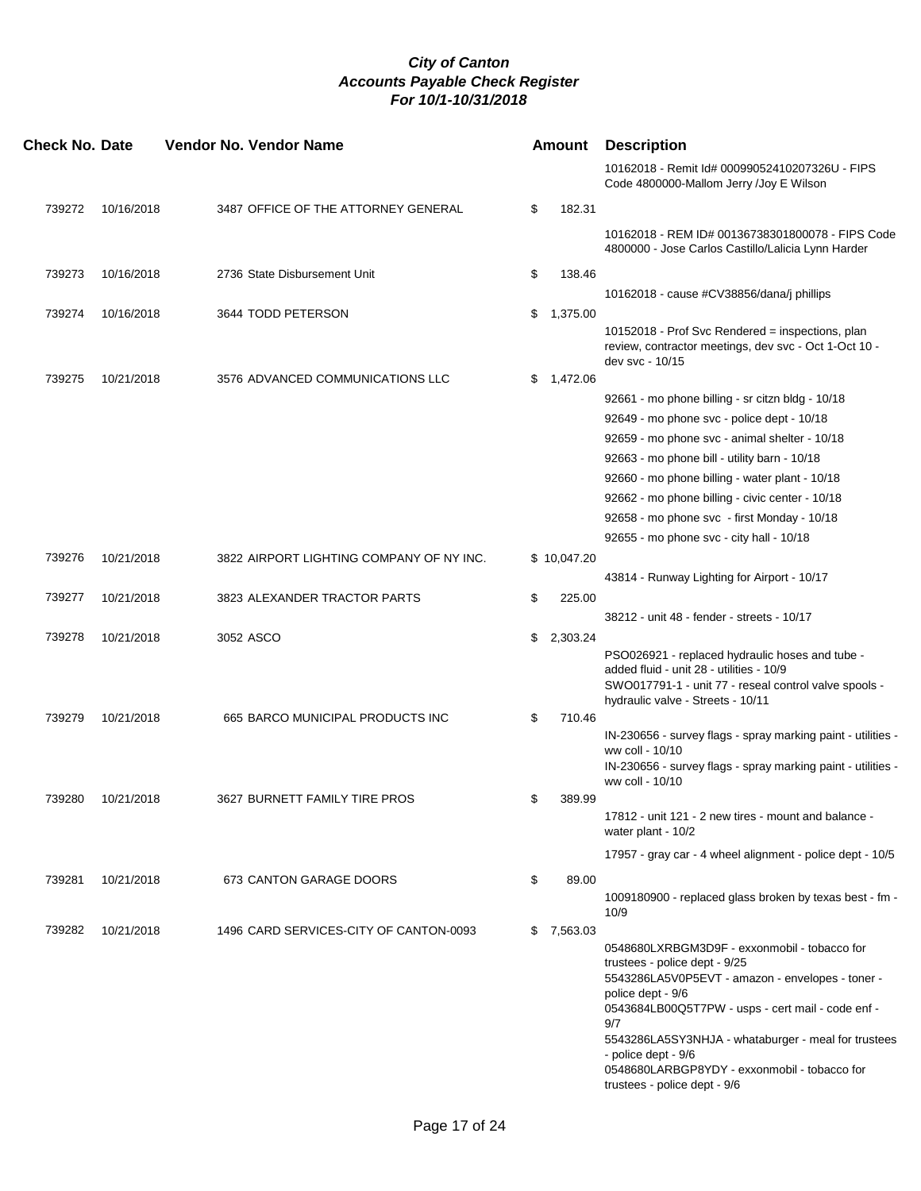# *City of Canton*
## *Accounts Payable Check Register*
### *For 10/1-10/31/2018*

| Check No. | Date | Vendor No. | Vendor Name | Amount | Description |
|---|---|---|---|---|---|
| | | | | | 10162018 - Remit Id# 00099052410207326U - FIPS Code 4800000-Mallom Jerry /Joy E Wilson |
| 739272 | 10/16/2018 | 3487 | OFFICE OF THE ATTORNEY GENERAL | $ 182.31 | |
| | | | | | 10162018 - REM ID# 00136738301800078 - FIPS Code 4800000 - Jose Carlos Castillo/Lalicia Lynn Harder |
| 739273 | 10/16/2018 | 2736 | State Disbursement Unit | $ 138.46 | |
| | | | | | 10162018 - cause #CV38856/dana/j phillips |
| 739274 | 10/16/2018 | 3644 | TODD PETERSON | $ 1,375.00 | |
| | | | | | 10152018 - Prof Svc Rendered = inspections, plan review, contractor meetings, dev svc - Oct 1-Oct 10 - dev svc - 10/15 |
| 739275 | 10/21/2018 | 3576 | ADVANCED COMMUNICATIONS LLC | $ 1,472.06 | |
| | | | | | 92661 - mo phone billing - sr citzn bldg - 10/18 |
| | | | | | 92649 - mo phone svc - police dept - 10/18 |
| | | | | | 92659 - mo phone svc - animal shelter - 10/18 |
| | | | | | 92663 - mo phone bill - utility barn - 10/18 |
| | | | | | 92660 - mo phone billing - water plant - 10/18 |
| | | | | | 92662 - mo phone billing - civic center - 10/18 |
| | | | | | 92658 - mo phone svc - first Monday - 10/18 |
| | | | | | 92655 - mo phone svc - city hall - 10/18 |
| 739276 | 10/21/2018 | 3822 | AIRPORT LIGHTING COMPANY OF NY INC. | $ 10,047.20 | |
| | | | | | 43814 - Runway Lighting for Airport - 10/17 |
| 739277 | 10/21/2018 | 3823 | ALEXANDER TRACTOR PARTS | $ 225.00 | |
| | | | | | 38212 - unit 48 - fender - streets - 10/17 |
| 739278 | 10/21/2018 | 3052 | ASCO | $ 2,303.24 | |
| | | | | | PSO026921 - replaced hydraulic hoses and tube - added fluid - unit 28 - utilities - 10/9 |
| | | | | | SWO017791-1 - unit 77 - reseal control valve spools - hydraulic valve - Streets - 10/11 |
| 739279 | 10/21/2018 | 665 | BARCO MUNICIPAL PRODUCTS INC | $ 710.46 | |
| | | | | | IN-230656 - survey flags - spray marking paint - utilities - ww coll - 10/10 |
| | | | | | IN-230656 - survey flags - spray marking paint - utilities - ww coll - 10/10 |
| 739280 | 10/21/2018 | 3627 | BURNETT FAMILY TIRE PROS | $ 389.99 | |
| | | | | | 17812 - unit 121 - 2 new tires - mount and balance - water plant - 10/2 |
| | | | | | 17957 - gray car - 4 wheel alignment - police dept - 10/5 |
| 739281 | 10/21/2018 | 673 | CANTON GARAGE DOORS | $ 89.00 | |
| | | | | | 1009180900 - replaced glass broken by texas best - fm - 10/9 |
| 739282 | 10/21/2018 | 1496 | CARD SERVICES-CITY OF CANTON-0093 | $ 7,563.03 | |
| | | | | | 0548680LXRBGM3D9F - exxonmobil - tobacco for trustees - police dept - 9/25 |
| | | | | | 5543286LA5V0P5EVT - amazon - envelopes - toner - police dept - 9/6 |
| | | | | | 0543684LB00Q5T7PW - usps - cert mail - code enf - 9/7 |
| | | | | | 5543286LA5SY3NHJA - whataburger - meal for trustees - police dept - 9/6 |
| | | | | | 0548680LARBGP8YDY - exxonmobil - tobacco for trustees - police dept - 9/6 |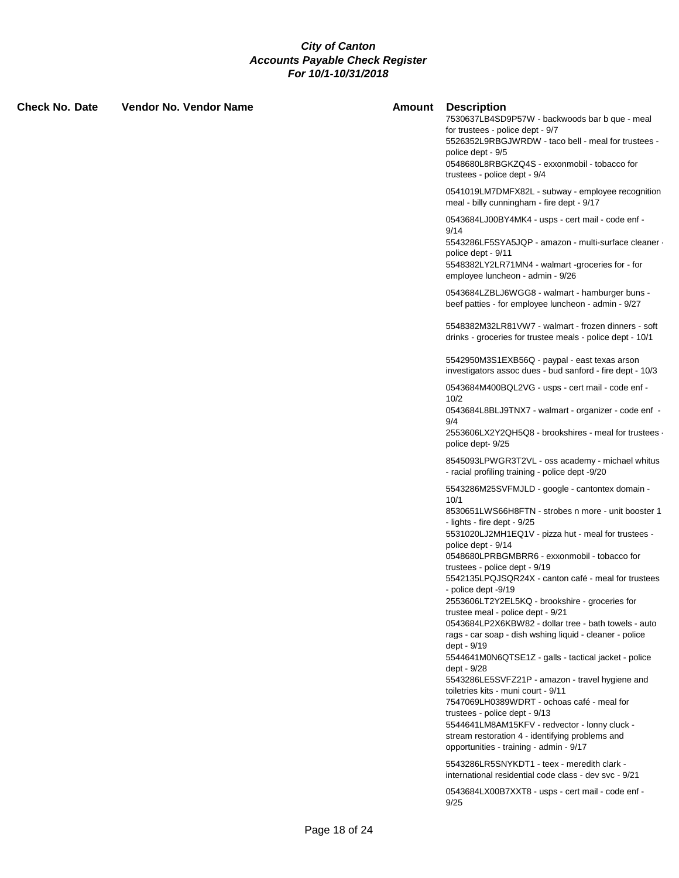**City of Canton**
**Accounts Payable Check Register**
**For 10/1-10/31/2018**

| Check No. | Date | Vendor No. | Vendor Name | Amount | Description |
|---|---|---|---|---|---|
| | | | | | 7530637LB4SD9P57W - backwoods bar b que - meal for trustees - police dept - 9/7 5526352L9RBGJWRDW - taco bell - meal for trustees - police dept - 9/5 0548680L8RBGKZQ4S - exxonmobil - tobacco for trustees - police dept - 9/4 |
| | | | | | 0541019LM7DMFX82L - subway - employee recognition meal - billy cunningham - fire dept - 9/17 |
| | | | | | 0543684LJ00BY4MK4 - usps - cert mail - code enf - 9/14 5543286LF5SYA5JQP - amazon - multi-surface cleaner - police dept - 9/11 5548382LY2LR71MN4 - walmart -groceries for - for employee luncheon - admin - 9/26 |
| | | | | | 0543684LZBLJ6WGG8 - walmart - hamburger buns - beef patties - for employee luncheon - admin - 9/27 |
| | | | | | 5548382M32LR81VW7 - walmart - frozen dinners - soft drinks - groceries for trustee meals - police dept - 10/1 |
| | | | | | 5542950M3S1EXB56Q - paypal - east texas arson investigators assoc dues - bud sanford - fire dept - 10/3 |
| | | | | | 0543684M400BQL2VG - usps - cert mail - code enf - 10/2 0543684L8BLJ9TNX7 - walmart - organizer - code enf - 9/4 2553606LX2Y2QH5Q8 - brookshires - meal for trustees - police dept- 9/25 |
| | | | | | 8545093LPWGR3T2VL - oss academy - michael whitus - racial profiling training - police dept -9/20 |
| | | | | | 5543286M25SVFMJLD - google - cantontex domain - 10/1 8530651LWS66H8FTN - strobes n more - unit booster 1 - lights - fire dept - 9/25 5531020LJ2MH1EQ1V - pizza hut - meal for trustees - police dept - 9/14 0548680LPRBGMBRR6 - exxonmobil - tobacco for trustees - police dept - 9/19 5542135LPQJSQR24X - canton café - meal for trustees - police dept -9/19 2553606LT2Y2EL5KQ - brookshire - groceries for trustee meal - police dept - 9/21 0543684LP2X6KBW82 - dollar tree - bath towels - auto rags - car soap - dish wshing liquid - cleaner - police dept - 9/19 5544641M0N6QTSE1Z - galls - tactical jacket - police dept - 9/28 5543286LE5SVFZ21P - amazon - travel hygiene and toiletries kits - muni court - 9/11 7547069LH0389WDRT - ochoas café - meal for trustees - police dept - 9/13 5544641LM8AM15KFV - redvector - lonny cluck - stream restoration 4 - identifying problems and opportunities - training - admin - 9/17 |
| | | | | | 5543286LR5SNYKDT1 - teex - meredith clark - international residential code class - dev svc - 9/21 |
| | | | | | 0543684LX00B7XXT8 - usps - cert mail - code enf - 9/25 |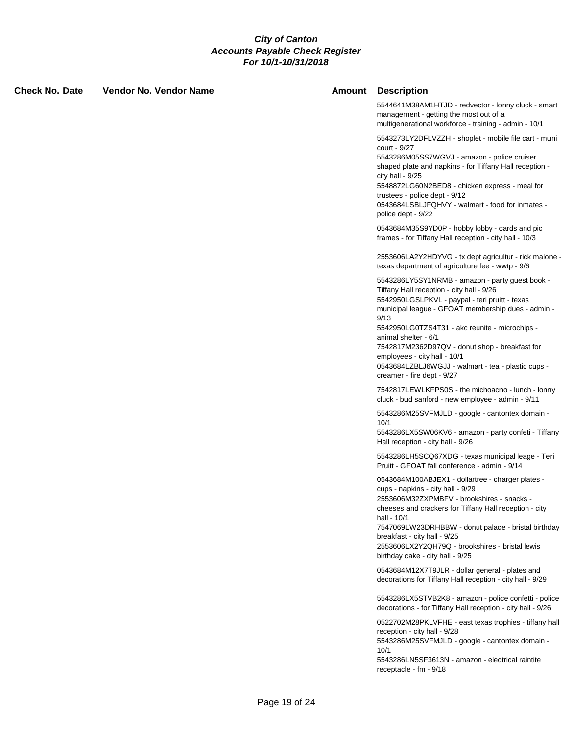**City of Canton**
**Accounts Payable Check Register**
**For 10/1-10/31/2018**

| Check No. | Date | Vendor No. | Vendor Name | Amount | Description |
|---|---|---|---|---|---|
| | | | | | 5544641M38AM1HTJD - redvector - lonny cluck - smart management - getting the most out of a multigenerational workforce - training - admin - 10/1 |
| | | | | | 5543273LY2DFLVZZH - shoplet - mobile file cart - muni court - 9/27<br>5543286M05SS7WGVJ - amazon - police cruiser shaped plate and napkins - for Tiffany Hall reception - city hall - 9/25<br>5548872LG60N2BED8 - chicken express - meal for trustees - police dept - 9/12<br>0543684LSBLJFQHVY - walmart - food for inmates - police dept - 9/22 |
| | | | | | 0543684M35S9YD0P - hobby lobby - cards and pic frames - for Tiffany Hall reception - city hall - 10/3 |
| | | | | | 2553606LA2Y2HDYVG - tx dept agricultur - rick malone - texas department of agriculture fee - wwtp - 9/6 |
| | | | | | 5543286LY5SY1NRMB - amazon - party guest book - Tiffany Hall reception - city hall - 9/26<br>5542950LGSLPKVL - paypal - teri pruitt - texas municipal league - GFOAT membership dues - admin - 9/13<br>5542950LG0TZS4T31 - akc reunite - microchips - animal shelter - 6/1<br>7542817M2362D97QV - donut shop - breakfast for employees - city hall - 10/1<br>0543684LZBLJ6WGJJ - walmart - tea - plastic cups - creamer - fire dept - 9/27 |
| | | | | | 7542817LEWLKFPS0S - the michoacno - lunch - lonny cluck - bud sanford - new employee - admin - 9/11 |
| | | | | | 5543286M25SVFMJLD - google - cantontex domain - 10/1<br>5543286LX5SW06KV6 - amazon - party confeti - Tiffany Hall reception - city hall - 9/26 |
| | | | | | 5543286LH5SCQ67XDG - texas municipal leage - Teri Pruitt - GFOAT fall conference - admin - 9/14 |
| | | | | | 0543684M100ABJEX1 - dollartree - charger plates - cups - napkins - city hall - 9/29<br>2553606M32ZXPMBFV - brookshires - snacks - cheeses and crackers for Tiffany Hall reception - city hall - 10/1<br>7547069LW23DRHBBW - donut palace - bristal birthday breakfast - city hall - 9/25<br>2553606LX2Y2QH79Q - brookshires - bristal lewis birthday cake - city hall - 9/25 |
| | | | | | 0543684M12X7T9JLR - dollar general - plates and decorations for Tiffany Hall reception - city hall - 9/29 |
| | | | | | 5543286LX5STVB2K8 - amazon - police confetti - police decorations - for Tiffany Hall reception - city hall - 9/26 |
| | | | | | 0522702M28PKLVFHE - east texas trophies - tiffany hall reception - city hall - 9/28<br>5543286M25SVFMJLD - google - cantontex domain - 10/1<br>5543286LN5SF3613N - amazon - electrical raintite receptacle - fm - 9/18 |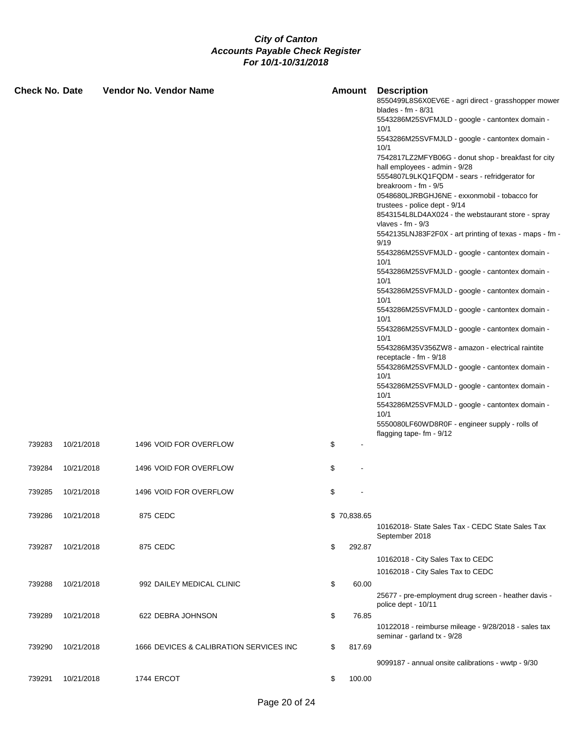**City of Canton**
**Accounts Payable Check Register**
**For 10/1-10/31/2018**

| Check No. | Date | Vendor No. | Vendor Name | Amount | Description |
|---|---|---|---|---|---|
| | | | | | 8550499L8S6X0EV6E - agri direct - grasshopper mower blades - fm - 8/31 |
| | | | | | 5543286M25SVFMJLD - google - cantontex domain - 10/1 |
| | | | | | 5543286M25SVFMJLD - google - cantontex domain - 10/1 |
| | | | | | 7542817LZ2MFYB06G - donut shop - breakfast for city hall employees - admin - 9/28 |
| | | | | | 5554807L9LKQ1FQDM - sears - refridgerator for breakroom - fm - 9/5 |
| | | | | | 0548680LJRBGHJ6NE - exxonmobil - tobacco for trustees - police dept - 9/14 |
| | | | | | 8543154L8LD4AX024 - the webstaurant store - spray vlaves - fm - 9/3 |
| | | | | | 5542135LNJ83F2F0X - art printing of texas - maps - fm - 9/19 |
| | | | | | 5543286M25SVFMJLD - google - cantontex domain - 10/1 |
| | | | | | 5543286M25SVFMJLD - google - cantontex domain - 10/1 |
| | | | | | 5543286M25SVFMJLD - google - cantontex domain - 10/1 |
| | | | | | 5543286M25SVFMJLD - google - cantontex domain - 10/1 |
| | | | | | 5543286M25SVFMJLD - google - cantontex domain - 10/1 |
| | | | | | 5543286M35V356ZW8 - amazon - electrical raintite receptacle - fm - 9/18 |
| | | | | | 5543286M25SVFMJLD - google - cantontex domain - 10/1 |
| | | | | | 5543286M25SVFMJLD - google - cantontex domain - 10/1 |
| | | | | | 5543286M25SVFMJLD - google - cantontex domain - 10/1 |
| | | | | | 5550080LF60WD8R0F - engineer supply - rolls of flagging tape- fm - 9/12 |
| 739283 | 10/21/2018 | 1496 | VOID FOR OVERFLOW | $ - | |
| 739284 | 10/21/2018 | 1496 | VOID FOR OVERFLOW | $ - | |
| 739285 | 10/21/2018 | 1496 | VOID FOR OVERFLOW | $ - | |
| 739286 | 10/21/2018 | 875 | CEDC | $ 70,838.65 | |
| | | | | | 10162018- State Sales Tax - CEDC State Sales Tax September 2018 |
| 739287 | 10/21/2018 | 875 | CEDC | $ 292.87 | |
| | | | | | 10162018 - City Sales Tax to CEDC |
| | | | | | 10162018 - City Sales Tax to CEDC |
| 739288 | 10/21/2018 | 992 | DAILEY MEDICAL CLINIC | $ 60.00 | |
| | | | | | 25677 - pre-employment drug screen - heather davis - police dept - 10/11 |
| 739289 | 10/21/2018 | 622 | DEBRA JOHNSON | $ 76.85 | |
| | | | | | 10122018 - reimburse mileage - 9/28/2018 - sales tax seminar - garland tx - 9/28 |
| 739290 | 10/21/2018 | 1666 | DEVICES & CALIBRATION SERVICES INC | $ 817.69 | |
| | | | | | 9099187 - annual onsite calibrations - wwtp - 9/30 |
| 739291 | 10/21/2018 | 1744 | ERCOT | $ 100.00 | |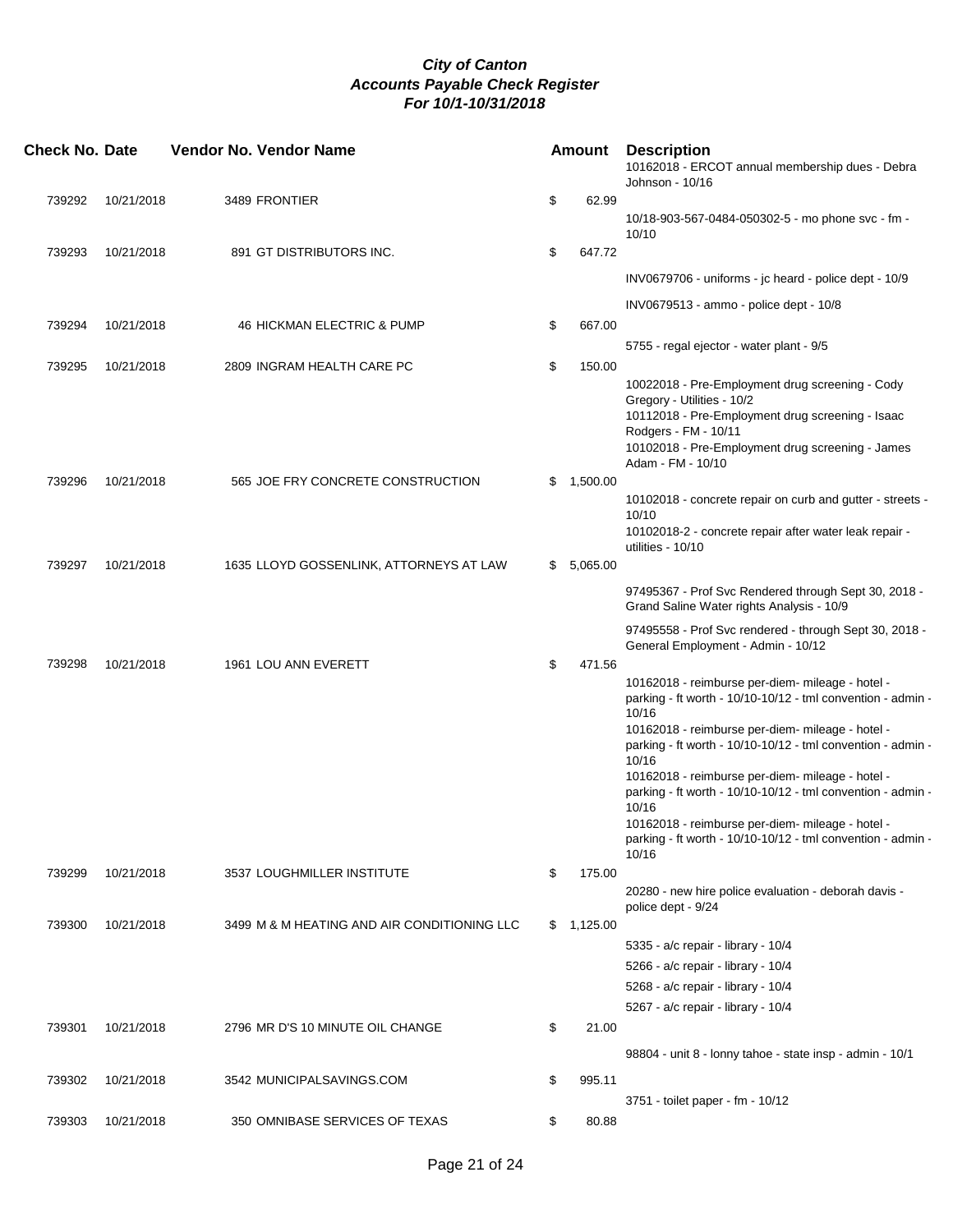**City of Canton**
**Accounts Payable Check Register**
**For 10/1-10/31/2018**

| Check No. | Date | Vendor No. | Vendor Name | Amount | Description |
|---|---|---|---|---|---|
| | | | | | 10162018 - ERCOT annual membership dues - Debra Johnson - 10/16 |
| 739292 | 10/21/2018 | 3489 | FRONTIER | $ 62.99 | |
| | | | | | 10/18-903-567-0484-050302-5 - mo phone svc - fm - 10/10 |
| 739293 | 10/21/2018 | 891 | GT DISTRIBUTORS INC. | $ 647.72 | |
| | | | | | INV0679706 - uniforms - jc heard - police dept - 10/9 |
| | | | | | INV0679513 - ammo - police dept - 10/8 |
| 739294 | 10/21/2018 | 46 | HICKMAN ELECTRIC & PUMP | $ 667.00 | |
| | | | | | 5755 - regal ejector - water plant - 9/5 |
| 739295 | 10/21/2018 | 2809 | INGRAM HEALTH CARE PC | $ 150.00 | |
| | | | | | 10022018 - Pre-Employment drug screening - Cody Gregory - Utilities - 10/2 |
| | | | | | 10112018 - Pre-Employment drug screening - Isaac Rodgers - FM - 10/11 |
| | | | | | 10102018 - Pre-Employment drug screening - James Adam - FM - 10/10 |
| 739296 | 10/21/2018 | 565 | JOE FRY CONCRETE CONSTRUCTION | $ 1,500.00 | |
| | | | | | 10102018 - concrete repair on curb and gutter - streets - 10/10 |
| | | | | | 10102018-2 - concrete repair after water leak repair - utilities - 10/10 |
| 739297 | 10/21/2018 | 1635 | LLOYD GOSSENLINK, ATTORNEYS AT LAW | $ 5,065.00 | |
| | | | | | 97495367 - Prof Svc Rendered through Sept 30, 2018 - Grand Saline Water rights Analysis - 10/9 |
| | | | | | 97495558 - Prof Svc rendered - through Sept 30, 2018 - General Employment - Admin - 10/12 |
| 739298 | 10/21/2018 | 1961 | LOU ANN EVERETT | $ 471.56 | |
| | | | | | 10162018 - reimburse per-diem- mileage - hotel - parking - ft worth - 10/10-10/12 - tml convention - admin - 10/16 |
| | | | | | 10162018 - reimburse per-diem- mileage - hotel - parking - ft worth - 10/10-10/12 - tml convention - admin - 10/16 |
| | | | | | 10162018 - reimburse per-diem- mileage - hotel - parking - ft worth - 10/10-10/12 - tml convention - admin - 10/16 |
| | | | | | 10162018 - reimburse per-diem- mileage - hotel - parking - ft worth - 10/10-10/12 - tml convention - admin - 10/16 |
| 739299 | 10/21/2018 | 3537 | LOUGHMILLER INSTITUTE | $ 175.00 | |
| | | | | | 20280 - new hire police evaluation - deborah davis - police dept - 9/24 |
| 739300 | 10/21/2018 | 3499 | M & M HEATING AND AIR CONDITIONING LLC | $ 1,125.00 | |
| | | | | | 5335 - a/c repair - library - 10/4 |
| | | | | | 5266 - a/c repair - library - 10/4 |
| | | | | | 5268 - a/c repair - library - 10/4 |
| | | | | | 5267 - a/c repair - library - 10/4 |
| 739301 | 10/21/2018 | 2796 | MR D'S 10 MINUTE OIL CHANGE | $ 21.00 | |
| | | | | | 98804 - unit 8 - lonny tahoe - state insp - admin - 10/1 |
| 739302 | 10/21/2018 | 3542 | MUNICIPALSAVINGS.COM | $ 995.11 | |
| | | | | | 3751 - toilet paper - fm - 10/12 |
| 739303 | 10/21/2018 | 350 | OMNIBASE SERVICES OF TEXAS | $ 80.88 | |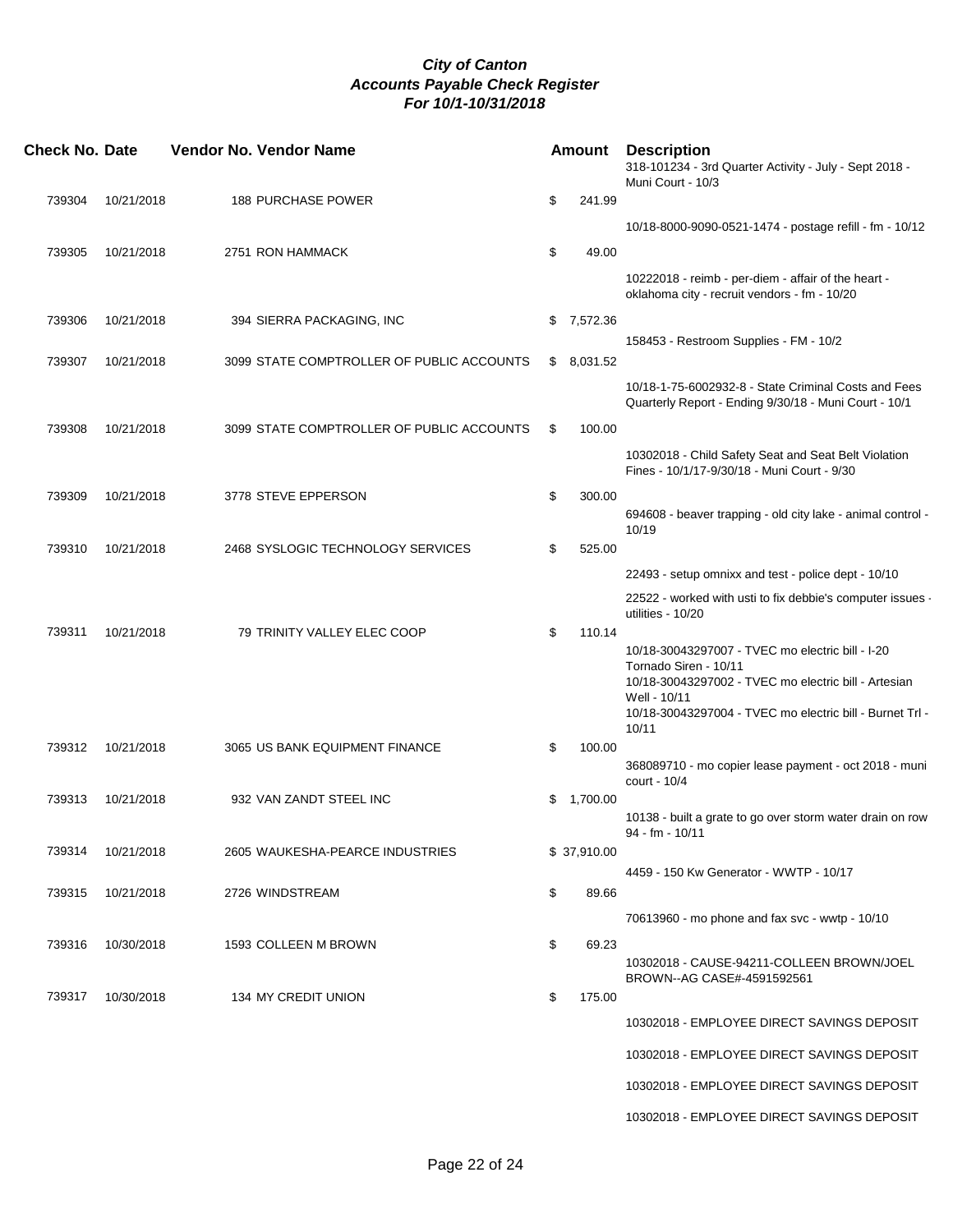# City of Canton
## Accounts Payable Check Register
### For 10/1-10/31/2018

| Check No. | Date | Vendor No. | Vendor Name | Amount | Description |
|---|---|---|---|---|---|
| | | | | | 318-101234 - 3rd Quarter Activity - July - Sept 2018 - Muni Court - 10/3 |
| 739304 | 10/21/2018 | 188 | PURCHASE POWER | $ 241.99 | |
| | | | | | 10/18-8000-9090-0521-1474 - postage refill - fm - 10/12 |
| 739305 | 10/21/2018 | 2751 | RON HAMMACK | $ 49.00 | |
| | | | | | 10222018 - reimb - per-diem - affair of the heart - oklahoma city - recruit vendors - fm - 10/20 |
| 739306 | 10/21/2018 | 394 | SIERRA PACKAGING, INC | $ 7,572.36 | |
| | | | | | 158453 - Restroom Supplies - FM - 10/2 |
| 739307 | 10/21/2018 | 3099 | STATE COMPTROLLER OF PUBLIC ACCOUNTS | $ 8,031.52 | |
| | | | | | 10/18-1-75-6002932-8 - State Criminal Costs and Fees Quarterly Report - Ending 9/30/18 - Muni Court - 10/1 |
| 739308 | 10/21/2018 | 3099 | STATE COMPTROLLER OF PUBLIC ACCOUNTS | $ 100.00 | |
| | | | | | 10302018 - Child Safety Seat and Seat Belt Violation Fines - 10/1/17-9/30/18 - Muni Court - 9/30 |
| 739309 | 10/21/2018 | 3778 | STEVE EPPERSON | $ 300.00 | |
| | | | | | 694608 - beaver trapping - old city lake - animal control - 10/19 |
| 739310 | 10/21/2018 | 2468 | SYSLOGIC TECHNOLOGY SERVICES | $ 525.00 | |
| | | | | | 22493 - setup omnixx and test - police dept - 10/10 |
| | | | | | 22522 - worked with usti to fix debbie's computer issues - utilities - 10/20 |
| 739311 | 10/21/2018 | 79 | TRINITY VALLEY ELEC COOP | $ 110.14 | |
| | | | | | 10/18-30043297007 - TVEC mo electric bill - I-20 Tornado Siren - 10/11 |
| | | | | | 10/18-30043297002 - TVEC mo electric bill - Artesian Well - 10/11 |
| | | | | | 10/18-30043297004 - TVEC mo electric bill - Burnet Trl - 10/11 |
| 739312 | 10/21/2018 | 3065 | US BANK EQUIPMENT FINANCE | $ 100.00 | |
| | | | | | 368089710 - mo copier lease payment - oct 2018 - muni court - 10/4 |
| 739313 | 10/21/2018 | 932 | VAN ZANDT STEEL INC | $ 1,700.00 | |
| | | | | | 10138 - built a grate to go over storm water drain on row 94 - fm - 10/11 |
| 739314 | 10/21/2018 | 2605 | WAUKESHA-PEARCE INDUSTRIES | $ 37,910.00 | |
| | | | | | 4459 - 150 Kw Generator - WWTP - 10/17 |
| 739315 | 10/21/2018 | 2726 | WINDSTREAM | $ 89.66 | |
| | | | | | 70613960 - mo phone and fax svc - wwtp - 10/10 |
| 739316 | 10/30/2018 | 1593 | COLLEEN M BROWN | $ 69.23 | |
| | | | | | 10302018 - CAUSE-94211-COLLEEN BROWN/JOEL BROWN--AG CASE#-4591592561 |
| 739317 | 10/30/2018 | 134 | MY CREDIT UNION | $ 175.00 | |
| | | | | | 10302018 - EMPLOYEE DIRECT SAVINGS DEPOSIT |
| | | | | | 10302018 - EMPLOYEE DIRECT SAVINGS DEPOSIT |
| | | | | | 10302018 - EMPLOYEE DIRECT SAVINGS DEPOSIT |
| | | | | | 10302018 - EMPLOYEE DIRECT SAVINGS DEPOSIT |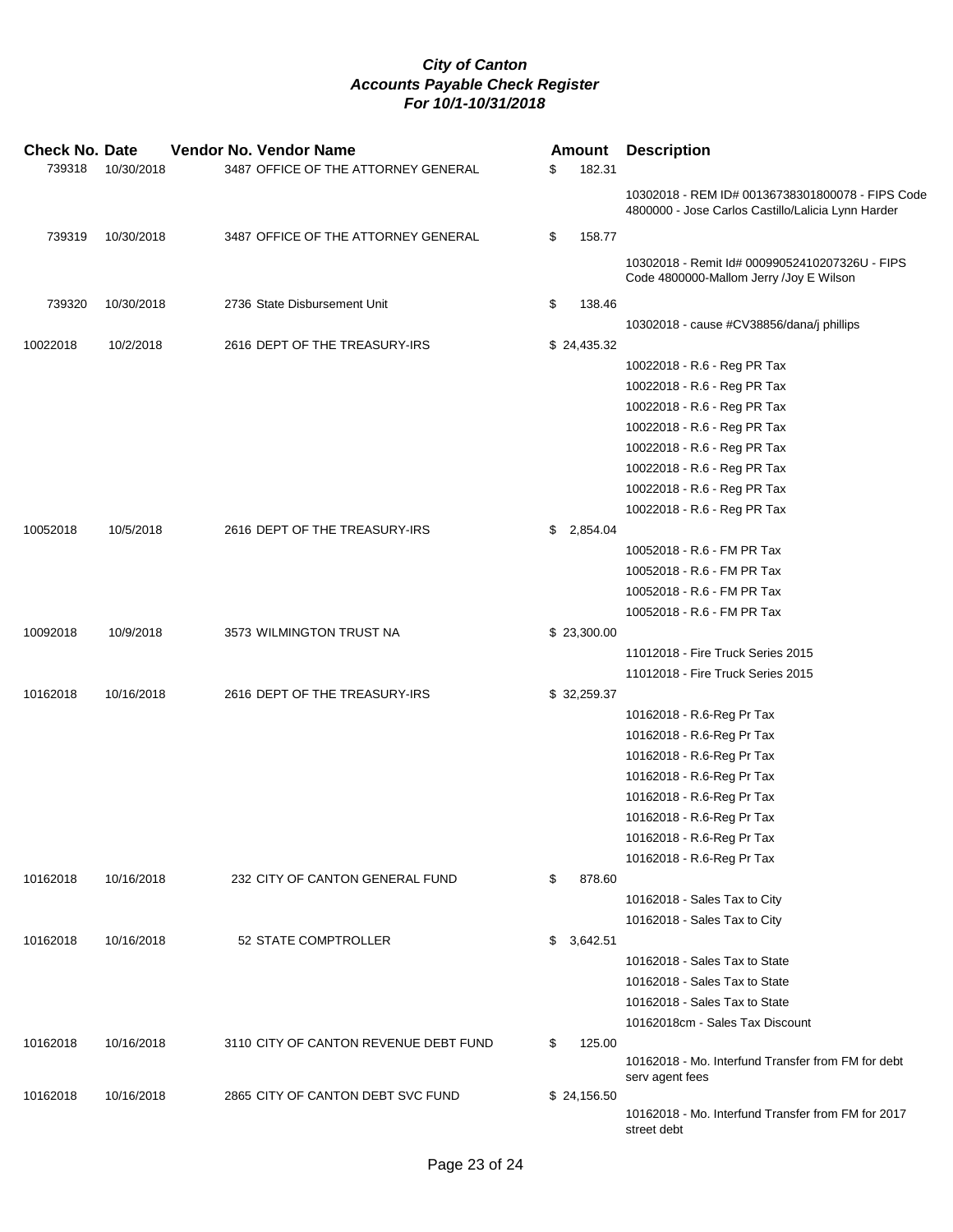***City of Canton***
***Accounts Payable Check Register***
***For 10/1-10/31/2018***

| Check No. | Date | Vendor No. | Vendor Name | Amount | Description |
|---|---|---|---|---|---|
| 739318 | 10/30/2018 | 3487 | OFFICE OF THE ATTORNEY GENERAL | $ 182.31 | |
| | | | | | 10302018 - REM ID# 00136738301800078 - FIPS Code 4800000 - Jose Carlos Castillo/Lalicia Lynn Harder |
| 739319 | 10/30/2018 | 3487 | OFFICE OF THE ATTORNEY GENERAL | $ 158.77 | |
| | | | | | 10302018 - Remit Id# 00099052410207326U - FIPS Code 4800000-Mallom Jerry /Joy E Wilson |
| 739320 | 10/30/2018 | 2736 | State Disbursement Unit | $ 138.46 | |
| | | | | | 10302018 - cause #CV38856/dana/j phillips |
| 10022018 | 10/2/2018 | 2616 | DEPT OF THE TREASURY-IRS | $ 24,435.32 | |
| | | | | | 10022018 - R.6 - Reg PR Tax |
| | | | | | 10022018 - R.6 - Reg PR Tax |
| | | | | | 10022018 - R.6 - Reg PR Tax |
| | | | | | 10022018 - R.6 - Reg PR Tax |
| | | | | | 10022018 - R.6 - Reg PR Tax |
| | | | | | 10022018 - R.6 - Reg PR Tax |
| | | | | | 10022018 - R.6 - Reg PR Tax |
| | | | | | 10022018 - R.6 - Reg PR Tax |
| 10052018 | 10/5/2018 | 2616 | DEPT OF THE TREASURY-IRS | $ 2,854.04 | |
| | | | | | 10052018 - R.6 - FM PR Tax |
| | | | | | 10052018 - R.6 - FM PR Tax |
| | | | | | 10052018 - R.6 - FM PR Tax |
| | | | | | 10052018 - R.6 - FM PR Tax |
| 10092018 | 10/9/2018 | 3573 | WILMINGTON TRUST NA | $ 23,300.00 | |
| | | | | | 11012018 - Fire Truck Series 2015 |
| | | | | | 11012018 - Fire Truck Series 2015 |
| 10162018 | 10/16/2018 | 2616 | DEPT OF THE TREASURY-IRS | $ 32,259.37 | |
| | | | | | 10162018 - R.6-Reg Pr Tax |
| | | | | | 10162018 - R.6-Reg Pr Tax |
| | | | | | 10162018 - R.6-Reg Pr Tax |
| | | | | | 10162018 - R.6-Reg Pr Tax |
| | | | | | 10162018 - R.6-Reg Pr Tax |
| | | | | | 10162018 - R.6-Reg Pr Tax |
| | | | | | 10162018 - R.6-Reg Pr Tax |
| | | | | | 10162018 - R.6-Reg Pr Tax |
| 10162018 | 10/16/2018 | 232 | CITY OF CANTON GENERAL FUND | $ 878.60 | |
| | | | | | 10162018 - Sales Tax to City |
| | | | | | 10162018 - Sales Tax to City |
| 10162018 | 10/16/2018 | 52 | STATE COMPTROLLER | $ 3,642.51 | |
| | | | | | 10162018 - Sales Tax to State |
| | | | | | 10162018 - Sales Tax to State |
| | | | | | 10162018 - Sales Tax to State |
| | | | | | 10162018cm - Sales Tax Discount |
| 10162018 | 10/16/2018 | 3110 | CITY OF CANTON REVENUE DEBT FUND | $ 125.00 | |
| | | | | | 10162018 - Mo. Interfund Transfer from FM for debt serv agent fees |
| 10162018 | 10/16/2018 | 2865 | CITY OF CANTON DEBT SVC FUND | $ 24,156.50 | |
| | | | | | 10162018 - Mo. Interfund Transfer from FM for 2017 street debt |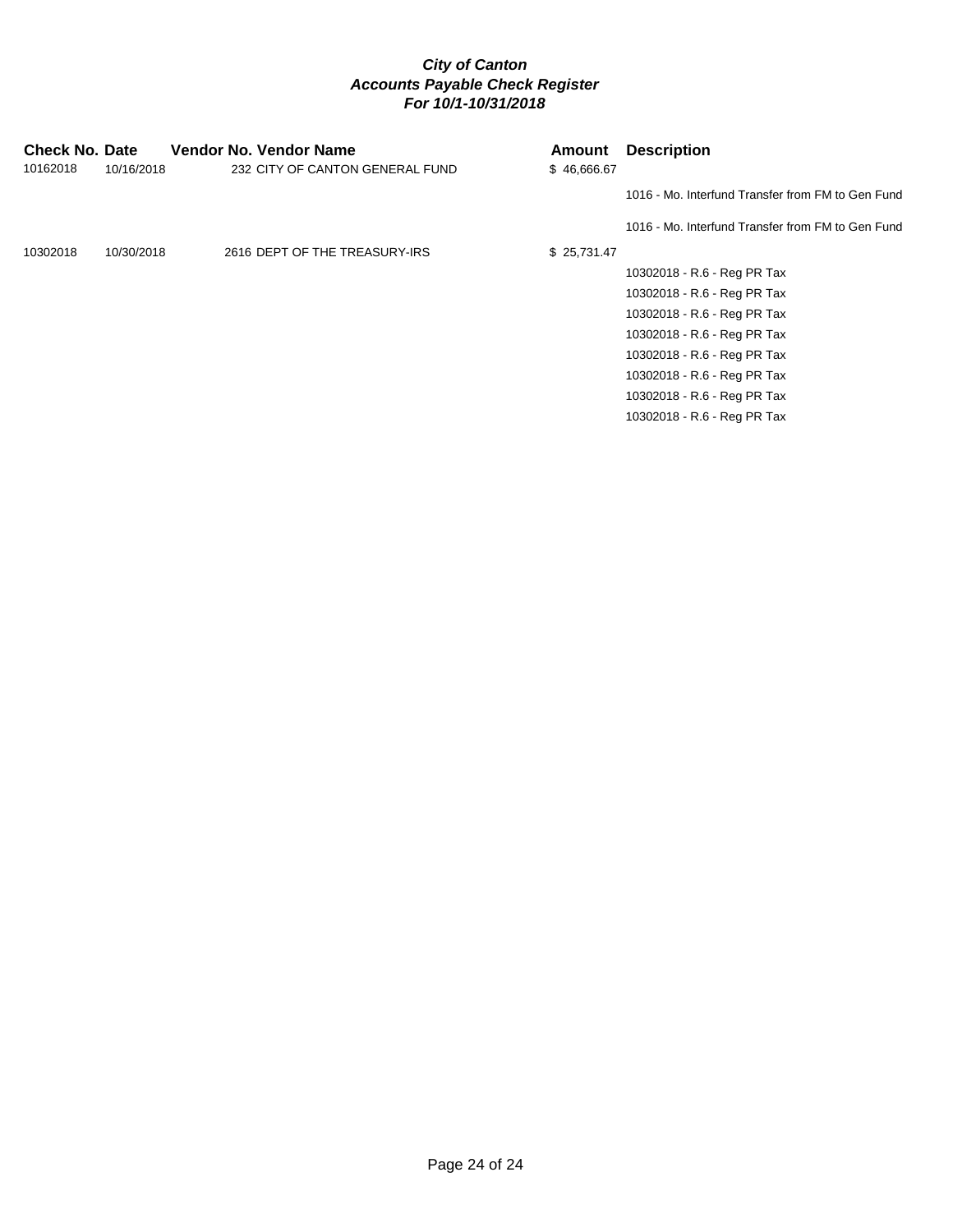**City of Canton**
**Accounts Payable Check Register**
**For 10/1-10/31/2018**

| Check No. | Date | Vendor No. | Vendor Name | Amount | Description |
|---|---|---|---|---|---|
| 10162018 | 10/16/2018 | 232 | CITY OF CANTON GENERAL FUND | $ 46,666.67 | |
| | | | | | 1016 - Mo. Interfund Transfer from FM to Gen Fund |
| | | | | | 1016 - Mo. Interfund Transfer from FM to Gen Fund |
| 10302018 | 10/30/2018 | 2616 | DEPT OF THE TREASURY-IRS | $ 25,731.47 | |
| | | | | | 10302018 - R.6 - Reg PR Tax |
| | | | | | 10302018 - R.6 - Reg PR Tax |
| | | | | | 10302018 - R.6 - Reg PR Tax |
| | | | | | 10302018 - R.6 - Reg PR Tax |
| | | | | | 10302018 - R.6 - Reg PR Tax |
| | | | | | 10302018 - R.6 - Reg PR Tax |
| | | | | | 10302018 - R.6 - Reg PR Tax |
| | | | | | 10302018 - R.6 - Reg PR Tax |